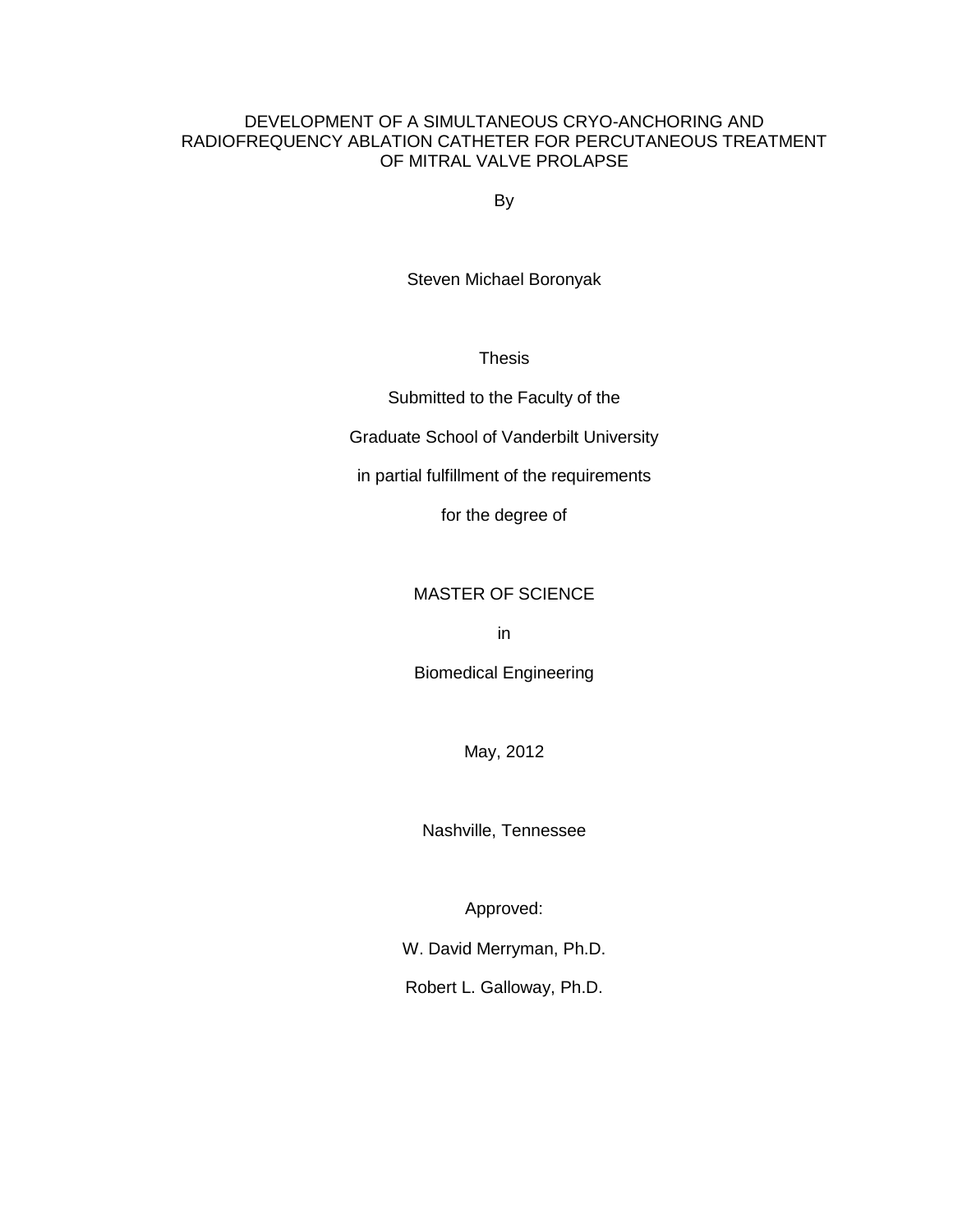# DEVELOPMENT OF A SIMULTANEOUS CRYO-ANCHORING AND RADIOFREQUENCY ABLATION CATHETER FOR PERCUTANEOUS TREATMENT OF MITRAL VALVE PROLAPSE

By

Steven Michael Boronyak

Thesis

Submitted to the Faculty of the

Graduate School of Vanderbilt University

in partial fulfillment of the requirements

for the degree of

MASTER OF SCIENCE

in

Biomedical Engineering

May, 2012

Nashville, Tennessee

Approved:

W. David Merryman, Ph.D.

Robert L. Galloway, Ph.D.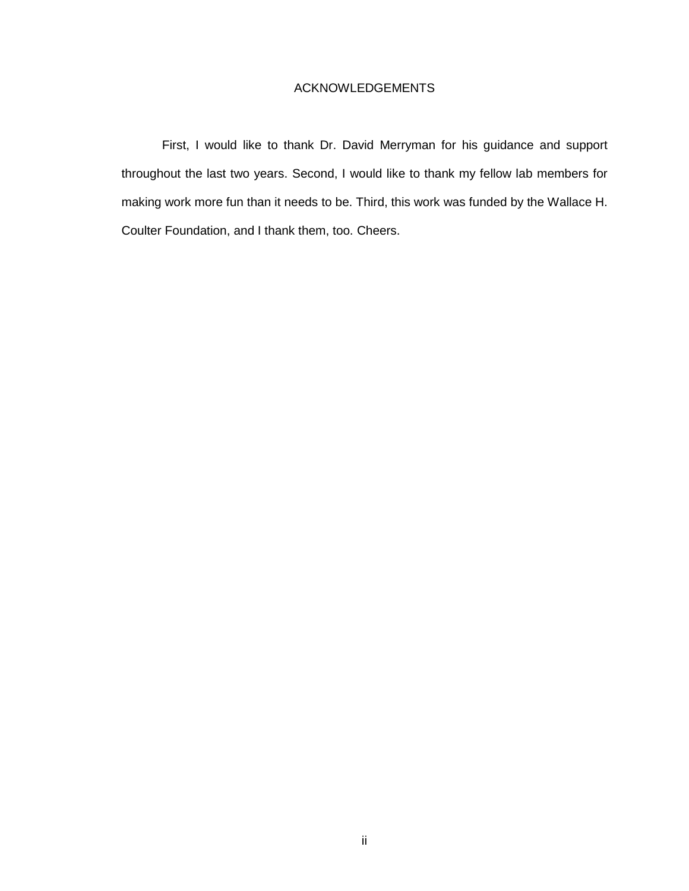# ACKNOWLEDGEMENTS

First, I would like to thank Dr. David Merryman for his guidance and support throughout the last two years. Second, I would like to thank my fellow lab members for making work more fun than it needs to be. Third, this work was funded by the Wallace H. Coulter Foundation, and I thank them, too. Cheers.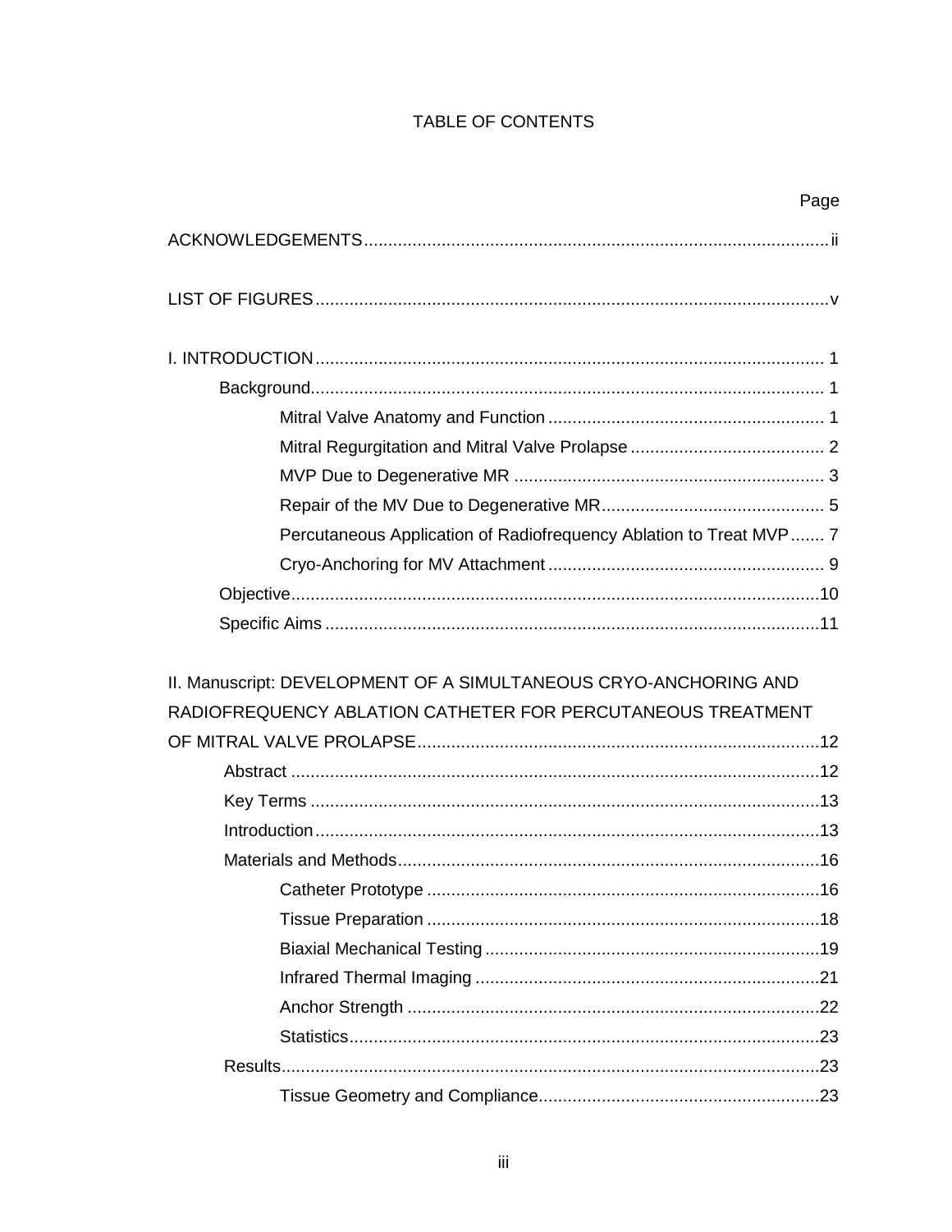# TABLE OF CONTENTS

| | Page |
|---|---|
| ACKNOWLEDGEMENTS | ii |
| LIST OF FIGURES | v |
| I. INTRODUCTION | 1 |
| Background | 1 |
| Mitral Valve Anatomy and Function | 1 |
| Mitral Regurgitation and Mitral Valve Prolapse | 2 |
| MVP Due to Degenerative MR | 3 |
| Repair of the MV Due to Degenerative MR | 5 |
| Percutaneous Application of Radiofrequency Ablation to Treat MVP | 7 |
| Cryo-Anchoring for MV Attachment | 9 |
| Objective | 10 |
| Specific Aims | 11 |
| II. Manuscript: DEVELOPMENT OF A SIMULTANEOUS CRYO-ANCHORING AND RADIOFREQUENCY ABLATION CATHETER FOR PERCUTANEOUS TREATMENT OF MITRAL VALVE PROLAPSE | 12 |
| Abstract | 12 |
| Key Terms | 13 |
| Introduction | 13 |
| Materials and Methods | 16 |
| Catheter Prototype | 16 |
| Tissue Preparation | 18 |
| Biaxial Mechanical Testing | 19 |
| Infrared Thermal Imaging | 21 |
| Anchor Strength | 22 |
| Statistics | 23 |
| Results | 23 |
| Tissue Geometry and Compliance | 23 |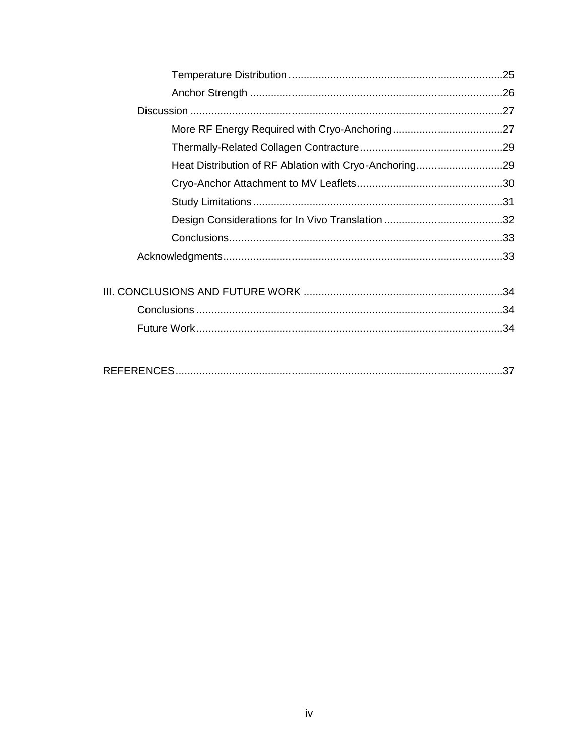Temperature Distribution ........................................................................ 25

Anchor Strength ..................................................................................... 26

Discussion ........................................................................................................ 27

More RF Energy Required with Cryo-Anchoring ..................................... 27

Thermally-Related Collagen Contracture ................................................ 29

Heat Distribution of RF Ablation with Cryo-Anchoring ............................. 29

Cryo-Anchor Attachment to MV Leaflets ................................................. 30

Study Limitations .................................................................................... 31

Design Considerations for In Vivo Translation ........................................ 32

Conclusions ............................................................................................ 33

Acknowledgments ............................................................................................ 33

III. CONCLUSIONS AND FUTURE WORK .................................................................. 34

Conclusions ...................................................................................................... 34

Future Work ...................................................................................................... 34

REFERENCES ............................................................................................................. 37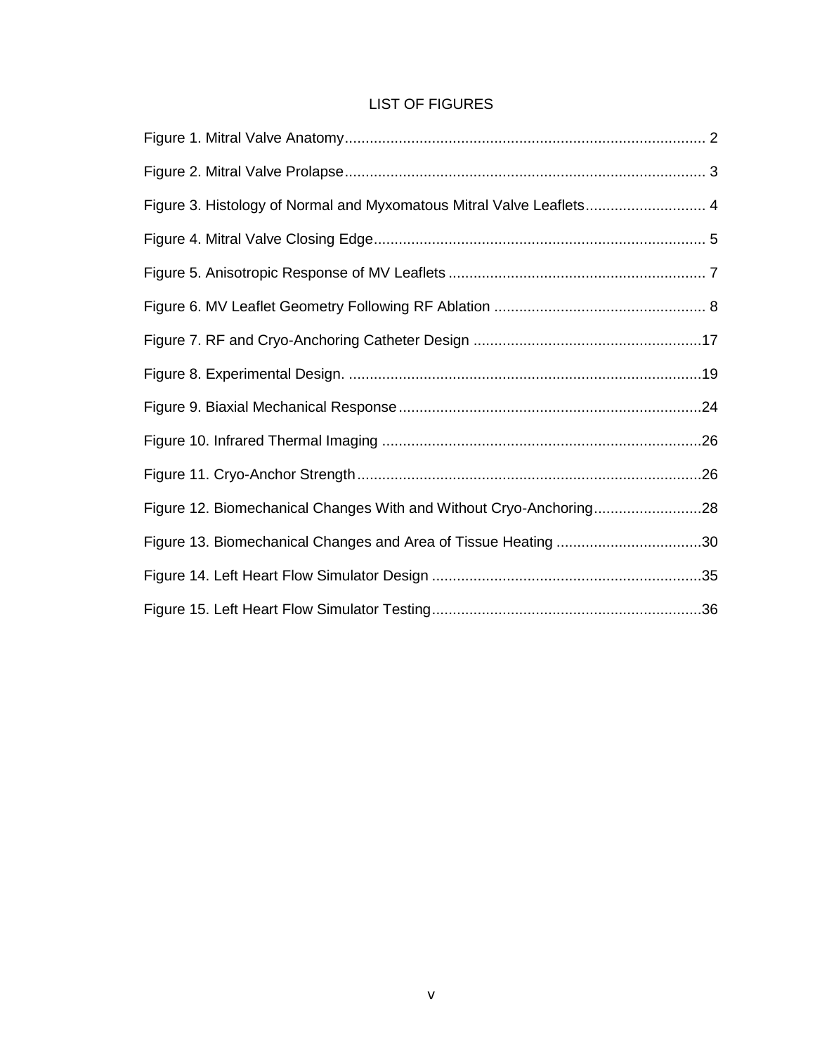# LIST OF FIGURES

Figure 1. Mitral Valve Anatomy ........................................................................................ 2

Figure 2. Mitral Valve Prolapse ........................................................................................ 3

Figure 3. Histology of Normal and Myxomatous Mitral Valve Leaflets ............................. 4

Figure 4. Mitral Valve Closing Edge ................................................................................. 5

Figure 5. Anisotropic Response of MV Leaflets ............................................................... 7

Figure 6. MV Leaflet Geometry Following RF Ablation .................................................... 8

Figure 7. RF and Cryo-Anchoring Catheter Design ........................................................ 17

Figure 8. Experimental Design. ...................................................................................... 19

Figure 9. Biaxial Mechanical Response .......................................................................... 24

Figure 10. Infrared Thermal Imaging .............................................................................. 26

Figure 11. Cryo-Anchor Strength .................................................................................... 26

Figure 12. Biomechanical Changes With and Without Cryo-Anchoring .......................... 28

Figure 13. Biomechanical Changes and Area of Tissue Heating .................................... 30

Figure 14. Left Heart Flow Simulator Design .................................................................. 35

Figure 15. Left Heart Flow Simulator Testing .................................................................. 36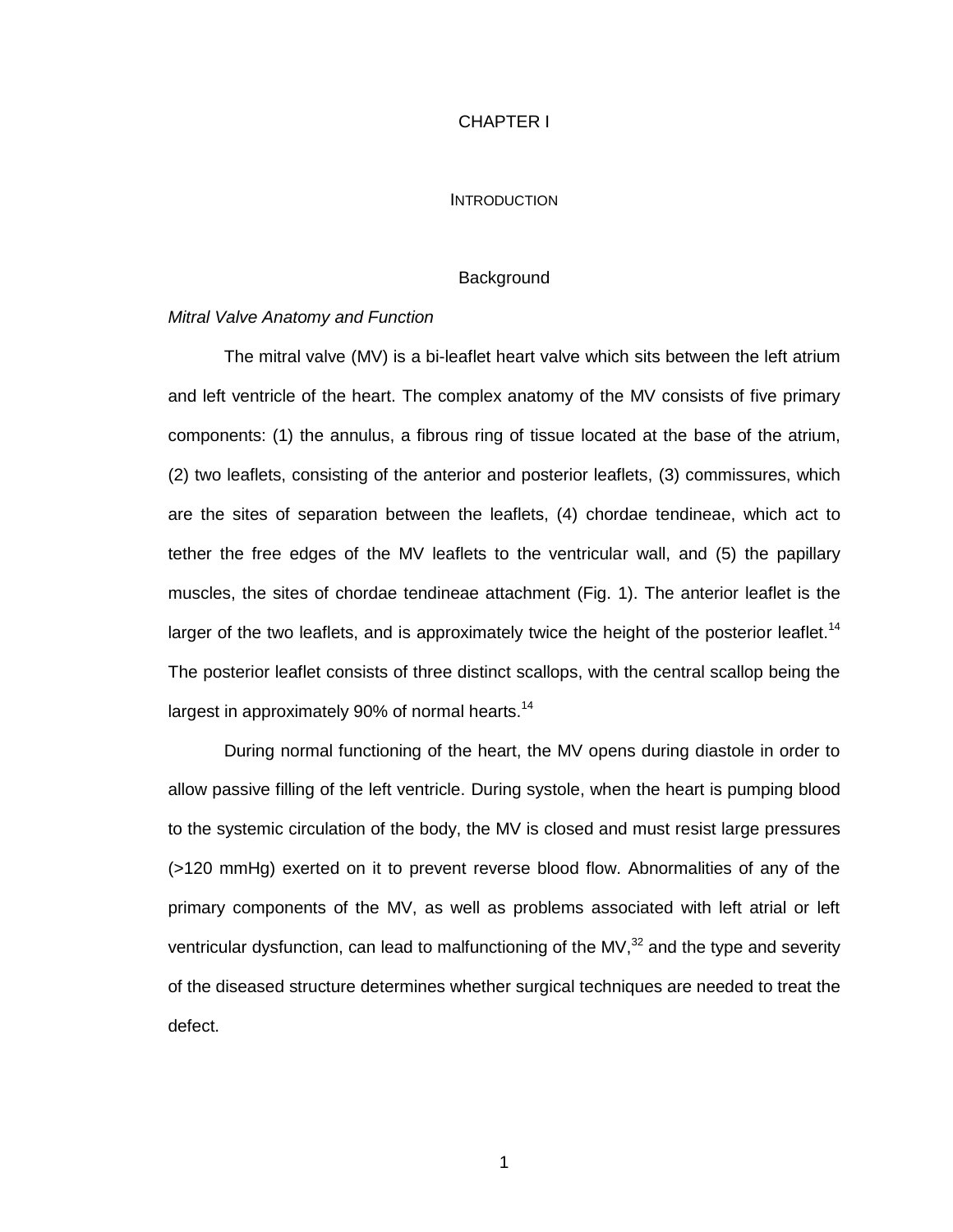# CHAPTER I

## INTRODUCTION

### Background

*Mitral Valve Anatomy and Function*

The mitral valve (MV) is a bi-leaflet heart valve which sits between the left atrium and left ventricle of the heart. The complex anatomy of the MV consists of five primary components: (1) the annulus, a fibrous ring of tissue located at the base of the atrium, (2) two leaflets, consisting of the anterior and posterior leaflets, (3) commissures, which are the sites of separation between the leaflets, (4) chordae tendineae, which act to tether the free edges of the MV leaflets to the ventricular wall, and (5) the papillary muscles, the sites of chordae tendineae attachment (Fig. 1). The anterior leaflet is the larger of the two leaflets, and is approximately twice the height of the posterior leaflet.[14] The posterior leaflet consists of three distinct scallops, with the central scallop being the largest in approximately 90% of normal hearts.[14]

During normal functioning of the heart, the MV opens during diastole in order to allow passive filling of the left ventricle. During systole, when the heart is pumping blood to the systemic circulation of the body, the MV is closed and must resist large pressures (>120 mmHg) exerted on it to prevent reverse blood flow. Abnormalities of any of the primary components of the MV, as well as problems associated with left atrial or left ventricular dysfunction, can lead to malfunctioning of the MV,[32] and the type and severity of the diseased structure determines whether surgical techniques are needed to treat the defect.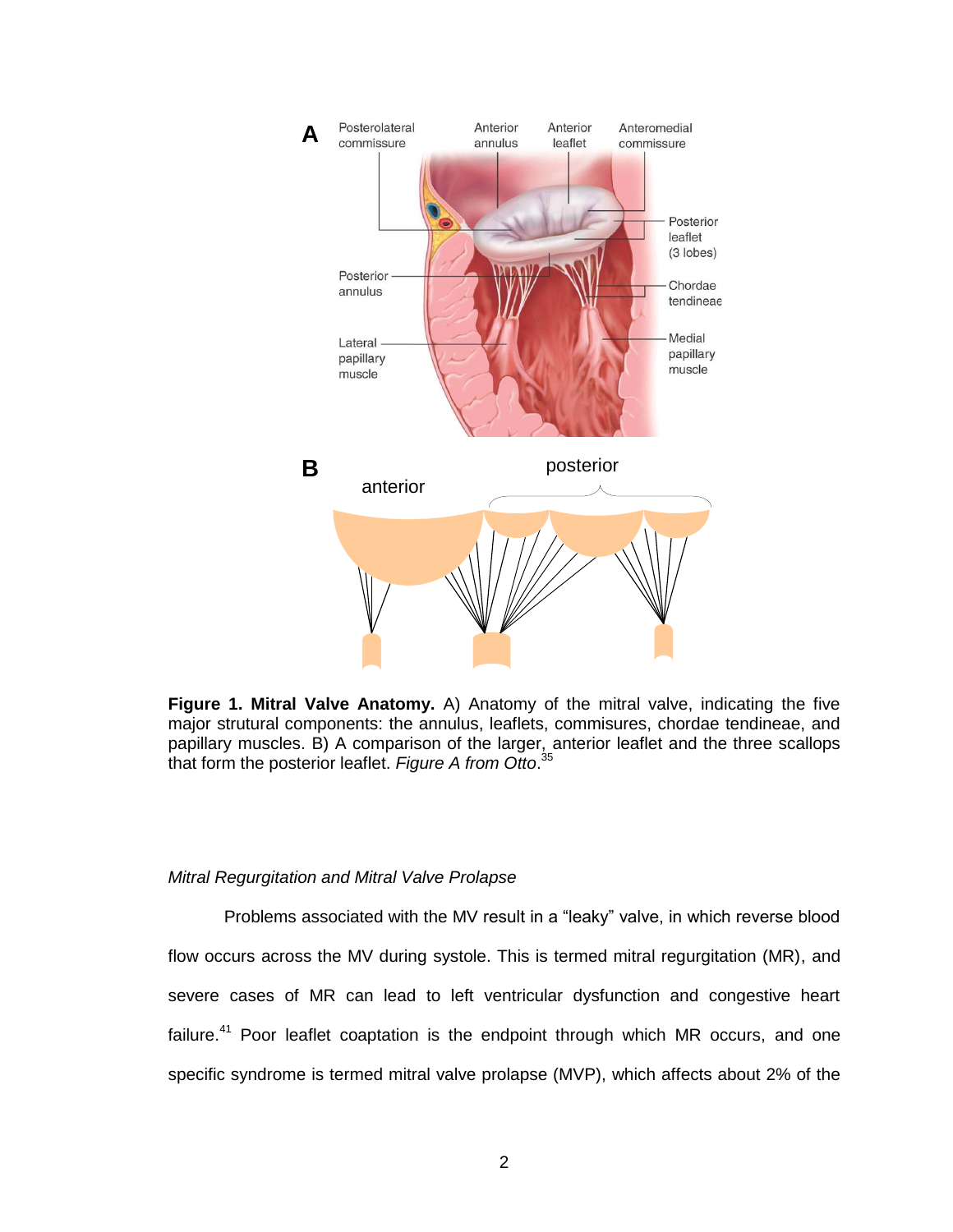**Figure 1. Mitral Valve Anatomy.** A) Anatomy of the mitral valve, indicating the five major strutural components: the annulus, leaflets, commisures, chordae tendineae, and papillary muscles. B) A comparison of the larger, anterior leaflet and the three scallops that form the posterior leaflet. *Figure A from Otto*.[35]

*Mitral Regurgitation and Mitral Valve Prolapse*

Problems associated with the MV result in a "leaky" valve, in which reverse blood flow occurs across the MV during systole. This is termed mitral regurgitation (MR), and severe cases of MR can lead to left ventricular dysfunction and congestive heart failure.[41] Poor leaflet coaptation is the endpoint through which MR occurs, and one specific syndrome is termed mitral valve prolapse (MVP), which affects about 2% of the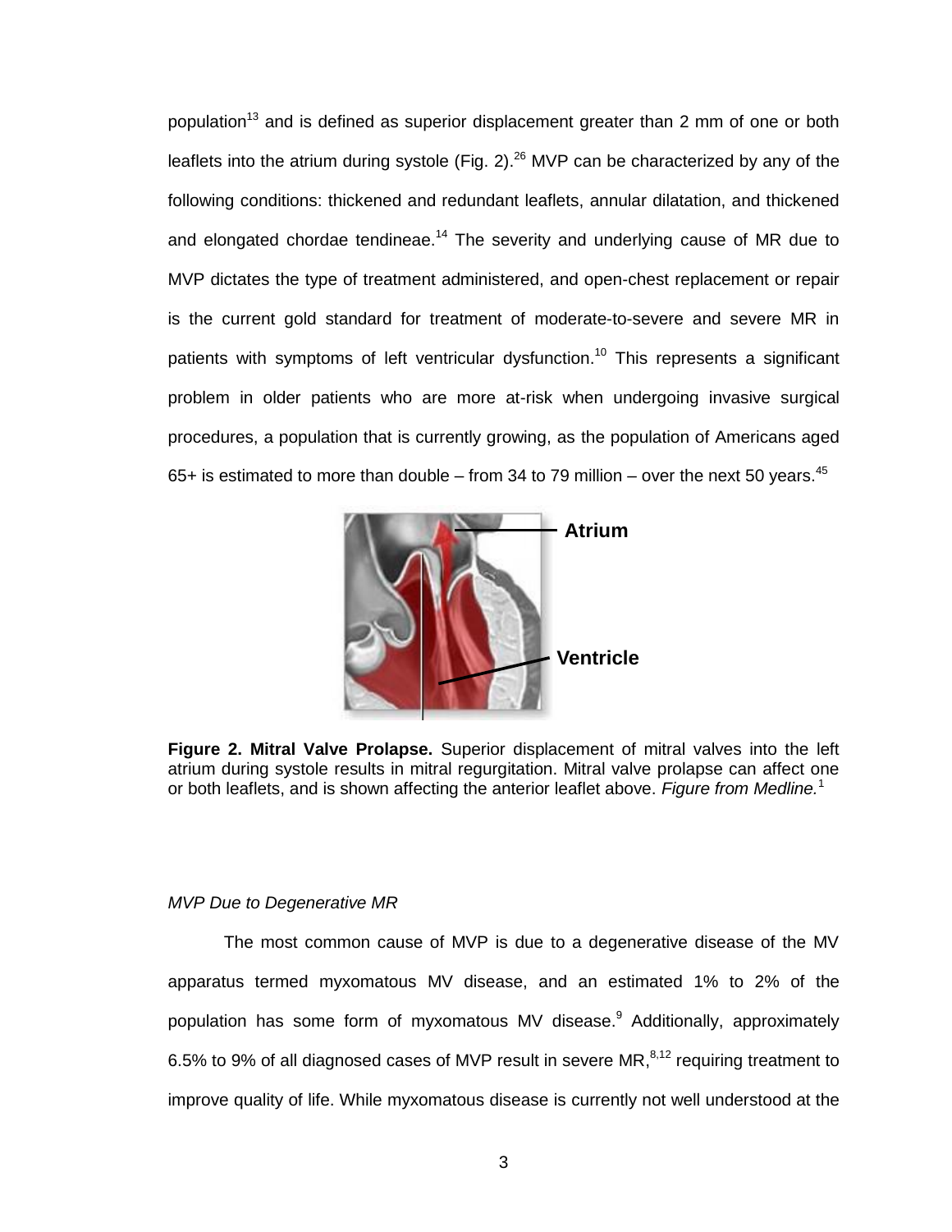population[13] and is defined as superior displacement greater than 2 mm of one or both leaflets into the atrium during systole (Fig. 2).[26] MVP can be characterized by any of the following conditions: thickened and redundant leaflets, annular dilatation, and thickened and elongated chordae tendineae.[14] The severity and underlying cause of MR due to MVP dictates the type of treatment administered, and open-chest replacement or repair is the current gold standard for treatment of moderate-to-severe and severe MR in patients with symptoms of left ventricular dysfunction.[10] This represents a significant problem in older patients who are more at-risk when undergoing invasive surgical procedures, a population that is currently growing, as the population of Americans aged 65+ is estimated to more than double – from 34 to 79 million – over the next 50 years.[45]

**Figure 2. Mitral Valve Prolapse.** Superior displacement of mitral valves into the left atrium during systole results in mitral regurgitation. Mitral valve prolapse can affect one or both leaflets, and is shown affecting the anterior leaflet above. *Figure from Medline.*[1]

*MVP Due to Degenerative MR*

The most common cause of MVP is due to a degenerative disease of the MV apparatus termed myxomatous MV disease, and an estimated 1% to 2% of the population has some form of myxomatous MV disease.[9] Additionally, approximately 6.5% to 9% of all diagnosed cases of MVP result in severe MR,[8,12] requiring treatment to improve quality of life. While myxomatous disease is currently not well understood at the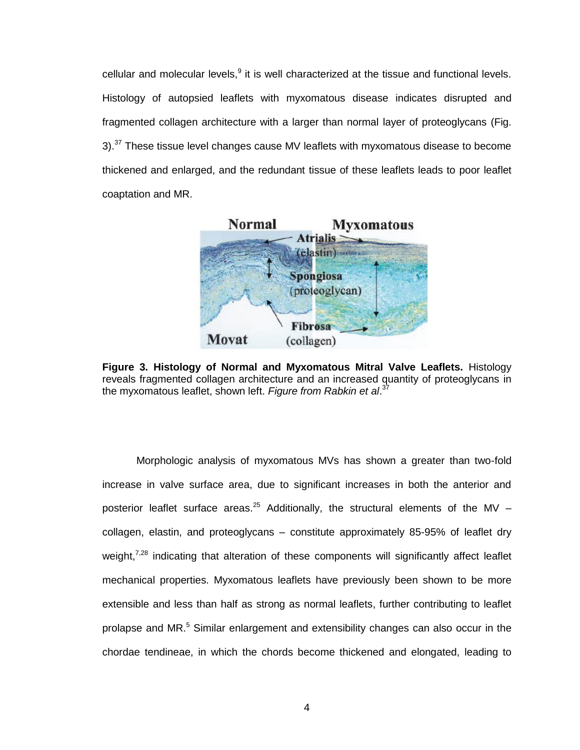cellular and molecular levels,[9] it is well characterized at the tissue and functional levels. Histology of autopsied leaflets with myxomatous disease indicates disrupted and fragmented collagen architecture with a larger than normal layer of proteoglycans (Fig. 3).[37] These tissue level changes cause MV leaflets with myxomatous disease to become thickened and enlarged, and the redundant tissue of these leaflets leads to poor leaflet coaptation and MR.

**Figure 3. Histology of Normal and Myxomatous Mitral Valve Leaflets.** Histology reveals fragmented collagen architecture and an increased quantity of proteoglycans in the myxomatous leaflet, shown left. *Figure from Rabkin et al*.[37]

Morphologic analysis of myxomatous MVs has shown a greater than two-fold increase in valve surface area, due to significant increases in both the anterior and posterior leaflet surface areas.[25] Additionally, the structural elements of the MV – collagen, elastin, and proteoglycans – constitute approximately 85-95% of leaflet dry weight,[7,28] indicating that alteration of these components will significantly affect leaflet mechanical properties. Myxomatous leaflets have previously been shown to be more extensible and less than half as strong as normal leaflets, further contributing to leaflet prolapse and MR.[5] Similar enlargement and extensibility changes can also occur in the chordae tendineae, in which the chords become thickened and elongated, leading to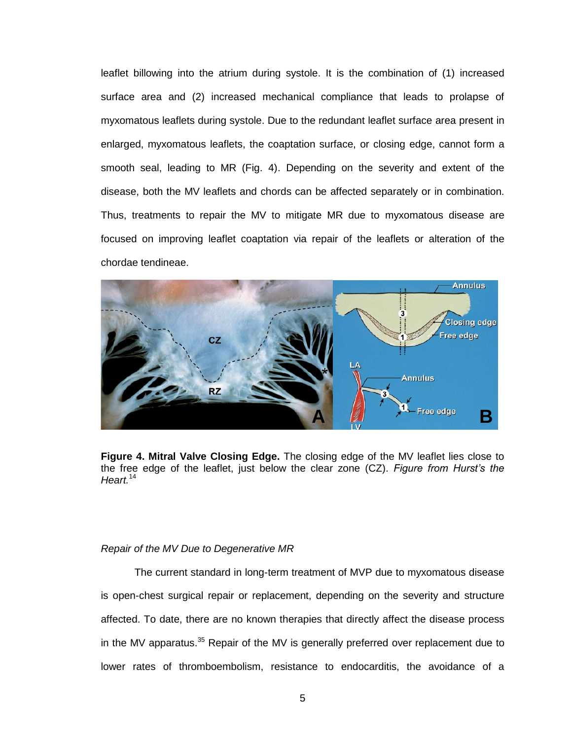leaflet billowing into the atrium during systole. It is the combination of (1) increased surface area and (2) increased mechanical compliance that leads to prolapse of myxomatous leaflets during systole. Due to the redundant leaflet surface area present in enlarged, myxomatous leaflets, the coaptation surface, or closing edge, cannot form a smooth seal, leading to MR (Fig. 4). Depending on the severity and extent of the disease, both the MV leaflets and chords can be affected separately or in combination. Thus, treatments to repair the MV to mitigate MR due to myxomatous disease are focused on improving leaflet coaptation via repair of the leaflets or alteration of the chordae tendineae.

**Figure 4. Mitral Valve Closing Edge.** The closing edge of the MV leaflet lies close to the free edge of the leaflet, just below the clear zone (CZ). *Figure from Hurst's the Heart.*[14]

*Repair of the MV Due to Degenerative MR*

The current standard in long-term treatment of MVP due to myxomatous disease is open-chest surgical repair or replacement, depending on the severity and structure affected. To date, there are no known therapies that directly affect the disease process in the MV apparatus.[35] Repair of the MV is generally preferred over replacement due to lower rates of thromboembolism, resistance to endocarditis, the avoidance of a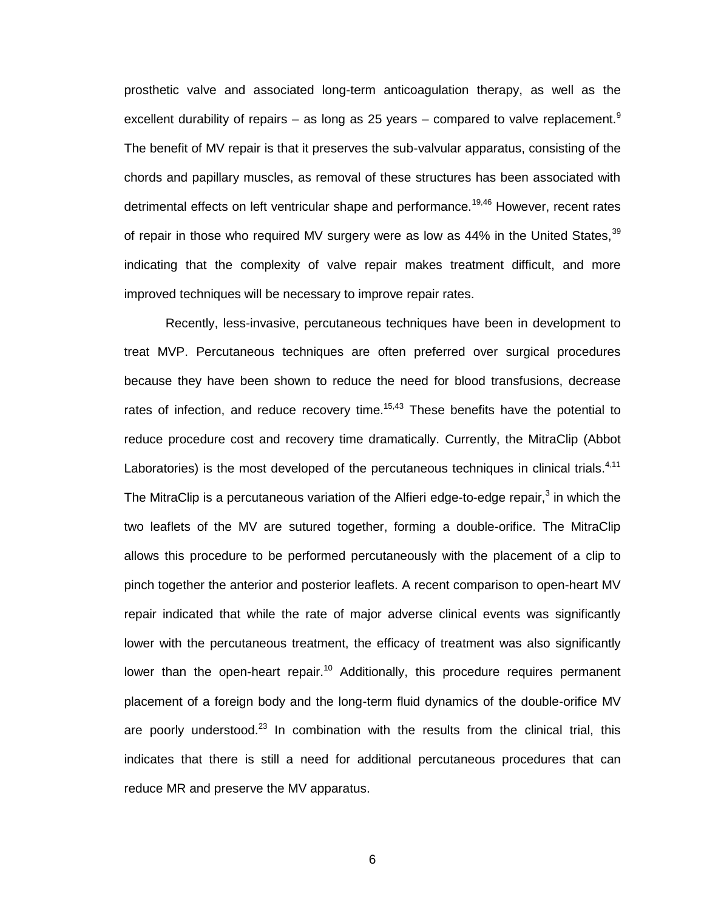prosthetic valve and associated long-term anticoagulation therapy, as well as the excellent durability of repairs – as long as 25 years – compared to valve replacement.[9] The benefit of MV repair is that it preserves the sub-valvular apparatus, consisting of the chords and papillary muscles, as removal of these structures has been associated with detrimental effects on left ventricular shape and performance.[19,46] However, recent rates of repair in those who required MV surgery were as low as 44% in the United States,[39] indicating that the complexity of valve repair makes treatment difficult, and more improved techniques will be necessary to improve repair rates.

Recently, less-invasive, percutaneous techniques have been in development to treat MVP. Percutaneous techniques are often preferred over surgical procedures because they have been shown to reduce the need for blood transfusions, decrease rates of infection, and reduce recovery time.[15,43] These benefits have the potential to reduce procedure cost and recovery time dramatically. Currently, the MitraClip (Abbot Laboratories) is the most developed of the percutaneous techniques in clinical trials.[4,11] The MitraClip is a percutaneous variation of the Alfieri edge-to-edge repair,[3] in which the two leaflets of the MV are sutured together, forming a double-orifice. The MitraClip allows this procedure to be performed percutaneously with the placement of a clip to pinch together the anterior and posterior leaflets. A recent comparison to open-heart MV repair indicated that while the rate of major adverse clinical events was significantly lower with the percutaneous treatment, the efficacy of treatment was also significantly lower than the open-heart repair.[10] Additionally, this procedure requires permanent placement of a foreign body and the long-term fluid dynamics of the double-orifice MV are poorly understood.[23] In combination with the results from the clinical trial, this indicates that there is still a need for additional percutaneous procedures that can reduce MR and preserve the MV apparatus.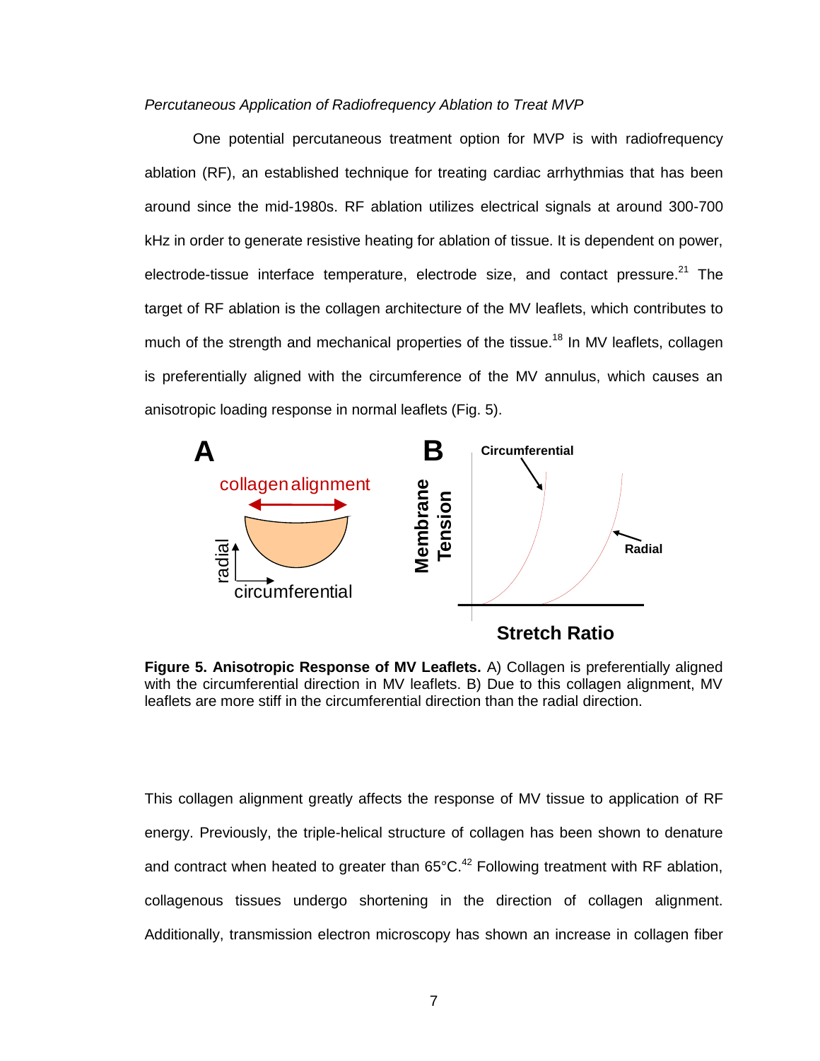*Percutaneous Application of Radiofrequency Ablation to Treat MVP*

One potential percutaneous treatment option for MVP is with radiofrequency ablation (RF), an established technique for treating cardiac arrhythmias that has been around since the mid-1980s. RF ablation utilizes electrical signals at around 300-700 kHz in order to generate resistive heating for ablation of tissue. It is dependent on power, electrode-tissue interface temperature, electrode size, and contact pressure.[21] The target of RF ablation is the collagen architecture of the MV leaflets, which contributes to much of the strength and mechanical properties of the tissue.[18] In MV leaflets, collagen is preferentially aligned with the circumference of the MV annulus, which causes an anisotropic loading response in normal leaflets (Fig. 5).

**Figure 5. Anisotropic Response of MV Leaflets.** A) Collagen is preferentially aligned with the circumferential direction in MV leaflets. B) Due to this collagen alignment, MV leaflets are more stiff in the circumferential direction than the radial direction.

This collagen alignment greatly affects the response of MV tissue to application of RF energy. Previously, the triple-helical structure of collagen has been shown to denature and contract when heated to greater than 65°C.[42] Following treatment with RF ablation, collagenous tissues undergo shortening in the direction of collagen alignment. Additionally, transmission electron microscopy has shown an increase in collagen fiber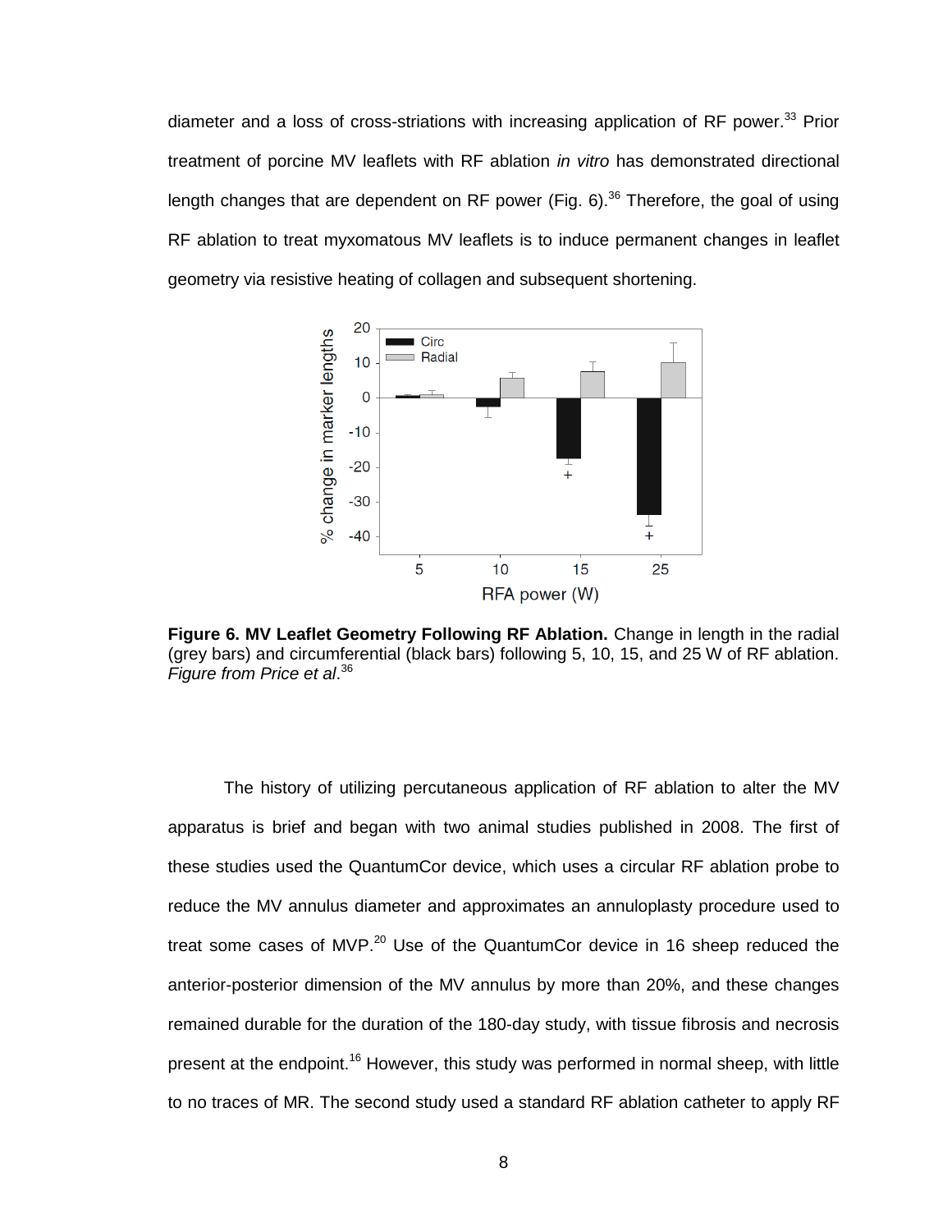diameter and a loss of cross-striations with increasing application of RF power.[33] Prior treatment of porcine MV leaflets with RF ablation *in vitro* has demonstrated directional length changes that are dependent on RF power (Fig. 6).[36] Therefore, the goal of using RF ablation to treat myxomatous MV leaflets is to induce permanent changes in leaflet geometry via resistive heating of collagen and subsequent shortening.

**Figure 6. MV Leaflet Geometry Following RF Ablation.** Change in length in the radial (grey bars) and circumferential (black bars) following 5, 10, 15, and 25 W of RF ablation. *Figure from Price et al*.[36]

The history of utilizing percutaneous application of RF ablation to alter the MV apparatus is brief and began with two animal studies published in 2008. The first of these studies used the QuantumCor device, which uses a circular RF ablation probe to reduce the MV annulus diameter and approximates an annuloplasty procedure used to treat some cases of MVP.[20] Use of the QuantumCor device in 16 sheep reduced the anterior-posterior dimension of the MV annulus by more than 20%, and these changes remained durable for the duration of the 180-day study, with tissue fibrosis and necrosis present at the endpoint.[16] However, this study was performed in normal sheep, with little to no traces of MR. The second study used a standard RF ablation catheter to apply RF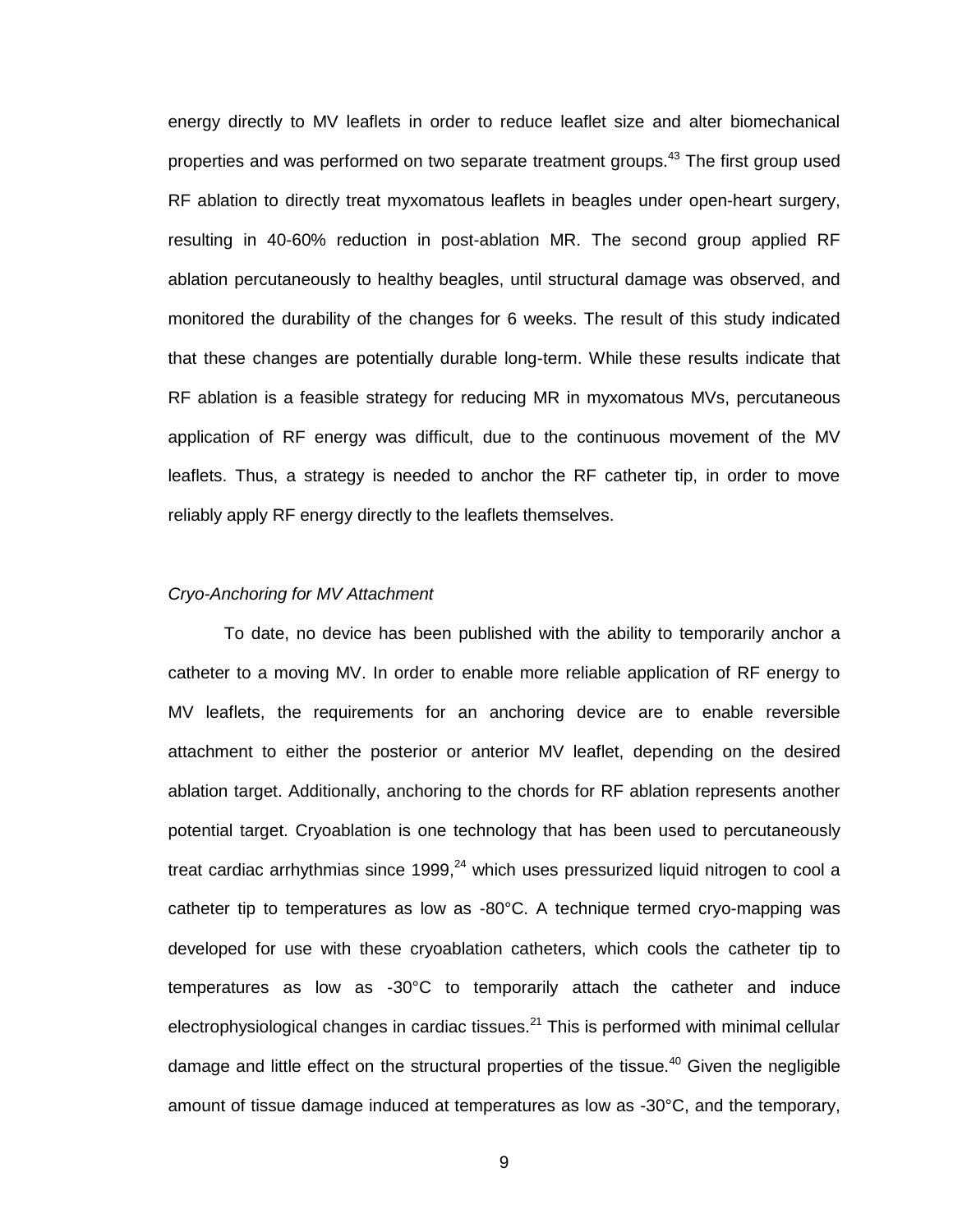energy directly to MV leaflets in order to reduce leaflet size and alter biomechanical properties and was performed on two separate treatment groups.[43] The first group used RF ablation to directly treat myxomatous leaflets in beagles under open-heart surgery, resulting in 40-60% reduction in post-ablation MR. The second group applied RF ablation percutaneously to healthy beagles, until structural damage was observed, and monitored the durability of the changes for 6 weeks. The result of this study indicated that these changes are potentially durable long-term. While these results indicate that RF ablation is a feasible strategy for reducing MR in myxomatous MVs, percutaneous application of RF energy was difficult, due to the continuous movement of the MV leaflets. Thus, a strategy is needed to anchor the RF catheter tip, in order to move reliably apply RF energy directly to the leaflets themselves.

*Cryo-Anchoring for MV Attachment*

To date, no device has been published with the ability to temporarily anchor a catheter to a moving MV. In order to enable more reliable application of RF energy to MV leaflets, the requirements for an anchoring device are to enable reversible attachment to either the posterior or anterior MV leaflet, depending on the desired ablation target. Additionally, anchoring to the chords for RF ablation represents another potential target. Cryoablation is one technology that has been used to percutaneously treat cardiac arrhythmias since 1999,[24] which uses pressurized liquid nitrogen to cool a catheter tip to temperatures as low as -80°C. A technique termed cryo-mapping was developed for use with these cryoablation catheters, which cools the catheter tip to temperatures as low as -30°C to temporarily attach the catheter and induce electrophysiological changes in cardiac tissues.[21] This is performed with minimal cellular damage and little effect on the structural properties of the tissue.[40] Given the negligible amount of tissue damage induced at temperatures as low as -30°C, and the temporary,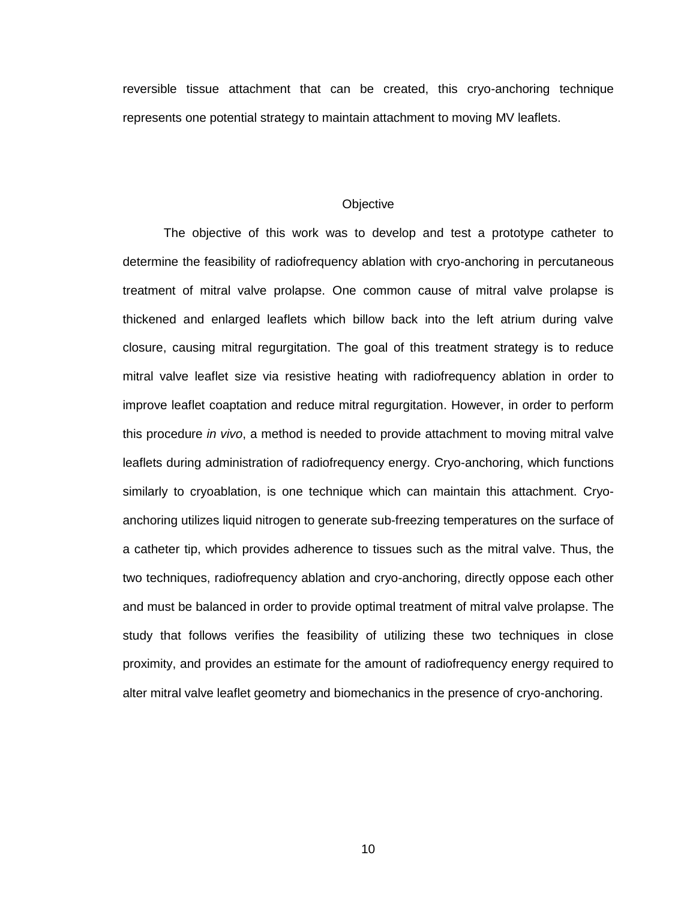reversible tissue attachment that can be created, this cryo-anchoring technique represents one potential strategy to maintain attachment to moving MV leaflets.

## Objective

The objective of this work was to develop and test a prototype catheter to determine the feasibility of radiofrequency ablation with cryo-anchoring in percutaneous treatment of mitral valve prolapse. One common cause of mitral valve prolapse is thickened and enlarged leaflets which billow back into the left atrium during valve closure, causing mitral regurgitation. The goal of this treatment strategy is to reduce mitral valve leaflet size via resistive heating with radiofrequency ablation in order to improve leaflet coaptation and reduce mitral regurgitation. However, in order to perform this procedure *in vivo*, a method is needed to provide attachment to moving mitral valve leaflets during administration of radiofrequency energy. Cryo-anchoring, which functions similarly to cryoablation, is one technique which can maintain this attachment. Cryo-anchoring utilizes liquid nitrogen to generate sub-freezing temperatures on the surface of a catheter tip, which provides adherence to tissues such as the mitral valve. Thus, the two techniques, radiofrequency ablation and cryo-anchoring, directly oppose each other and must be balanced in order to provide optimal treatment of mitral valve prolapse. The study that follows verifies the feasibility of utilizing these two techniques in close proximity, and provides an estimate for the amount of radiofrequency energy required to alter mitral valve leaflet geometry and biomechanics in the presence of cryo-anchoring.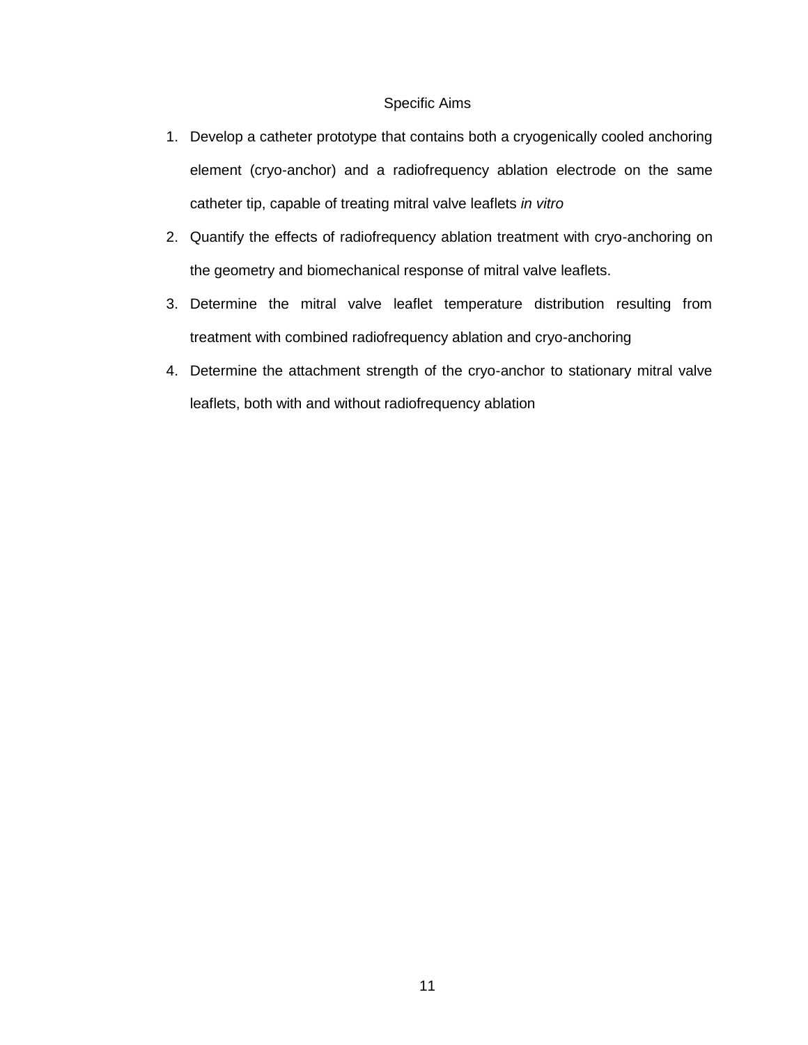## Specific Aims

1. Develop a catheter prototype that contains both a cryogenically cooled anchoring element (cryo-anchor) and a radiofrequency ablation electrode on the same catheter tip, capable of treating mitral valve leaflets *in vitro*
2. Quantify the effects of radiofrequency ablation treatment with cryo-anchoring on the geometry and biomechanical response of mitral valve leaflets.
3. Determine the mitral valve leaflet temperature distribution resulting from treatment with combined radiofrequency ablation and cryo-anchoring
4. Determine the attachment strength of the cryo-anchor to stationary mitral valve leaflets, both with and without radiofrequency ablation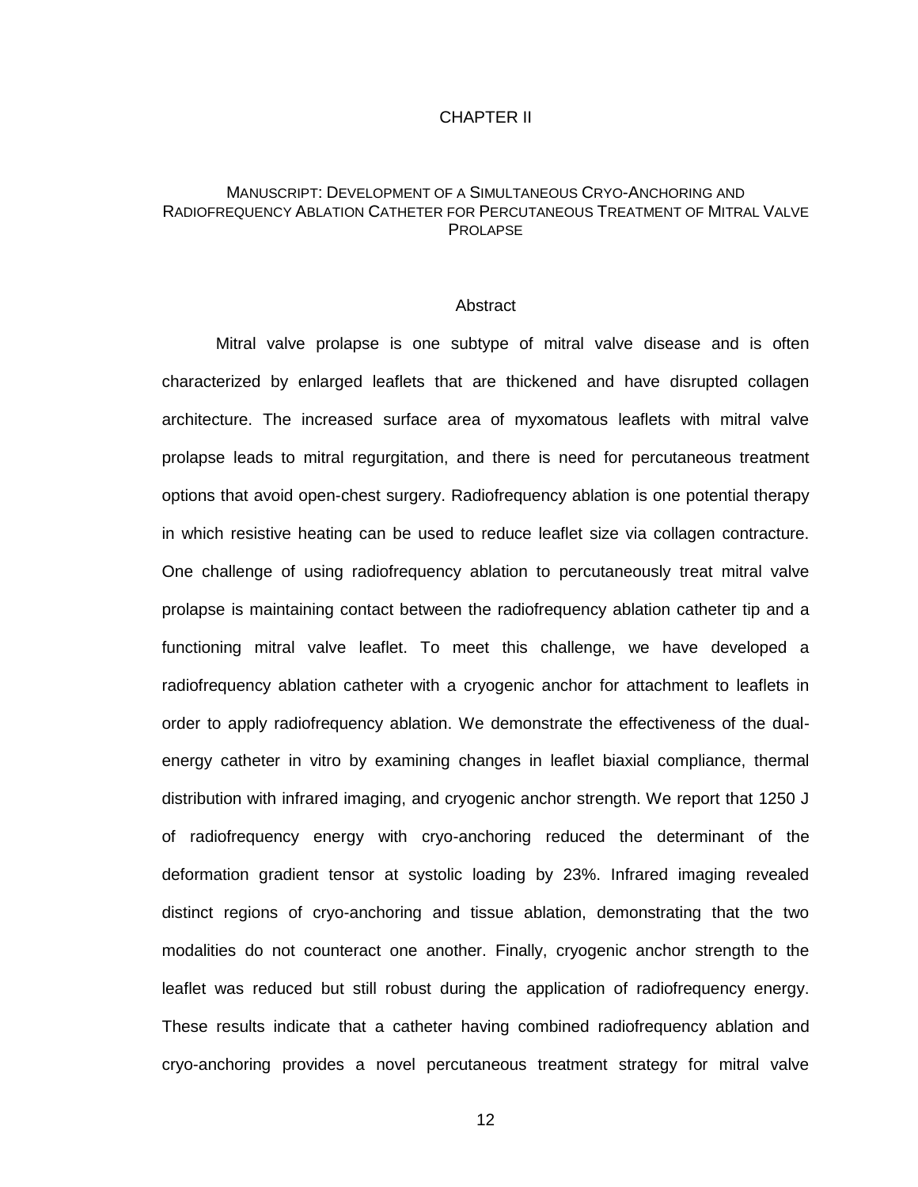# CHAPTER II

## Manuscript: Development of a Simultaneous Cryo-Anchoring and Radiofrequency Ablation Catheter for Percutaneous Treatment of Mitral Valve Prolapse

### Abstract

Mitral valve prolapse is one subtype of mitral valve disease and is often characterized by enlarged leaflets that are thickened and have disrupted collagen architecture. The increased surface area of myxomatous leaflets with mitral valve prolapse leads to mitral regurgitation, and there is need for percutaneous treatment options that avoid open-chest surgery. Radiofrequency ablation is one potential therapy in which resistive heating can be used to reduce leaflet size via collagen contracture. One challenge of using radiofrequency ablation to percutaneously treat mitral valve prolapse is maintaining contact between the radiofrequency ablation catheter tip and a functioning mitral valve leaflet. To meet this challenge, we have developed a radiofrequency ablation catheter with a cryogenic anchor for attachment to leaflets in order to apply radiofrequency ablation. We demonstrate the effectiveness of the dual-energy catheter in vitro by examining changes in leaflet biaxial compliance, thermal distribution with infrared imaging, and cryogenic anchor strength. We report that 1250 J of radiofrequency energy with cryo-anchoring reduced the determinant of the deformation gradient tensor at systolic loading by 23%. Infrared imaging revealed distinct regions of cryo-anchoring and tissue ablation, demonstrating that the two modalities do not counteract one another. Finally, cryogenic anchor strength to the leaflet was reduced but still robust during the application of radiofrequency energy. These results indicate that a catheter having combined radiofrequency ablation and cryo-anchoring provides a novel percutaneous treatment strategy for mitral valve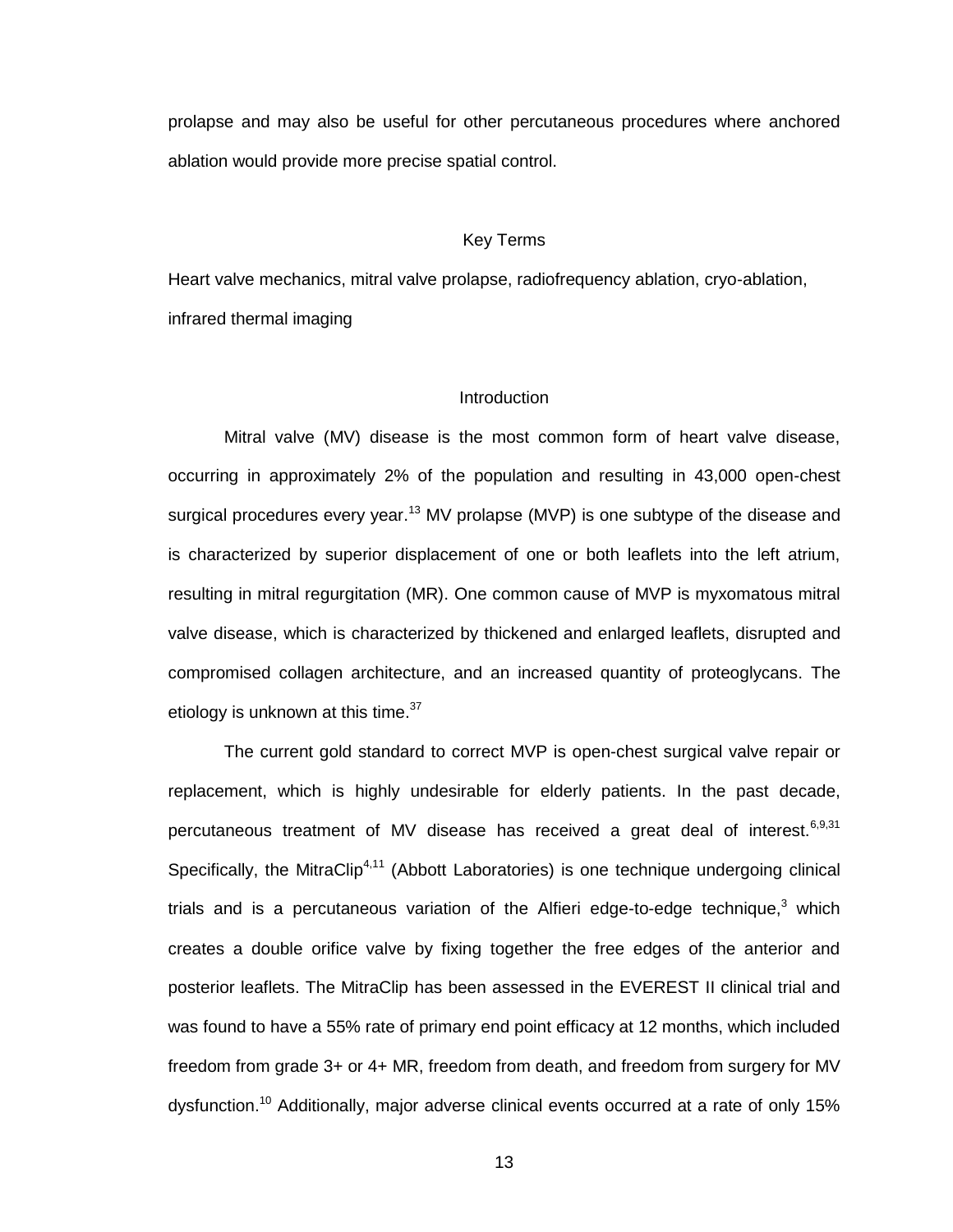prolapse and may also be useful for other percutaneous procedures where anchored ablation would provide more precise spatial control.

## Key Terms

Heart valve mechanics, mitral valve prolapse, radiofrequency ablation, cryo-ablation, infrared thermal imaging

## Introduction

Mitral valve (MV) disease is the most common form of heart valve disease, occurring in approximately 2% of the population and resulting in 43,000 open-chest surgical procedures every year.[13] MV prolapse (MVP) is one subtype of the disease and is characterized by superior displacement of one or both leaflets into the left atrium, resulting in mitral regurgitation (MR). One common cause of MVP is myxomatous mitral valve disease, which is characterized by thickened and enlarged leaflets, disrupted and compromised collagen architecture, and an increased quantity of proteoglycans. The etiology is unknown at this time.[37]

The current gold standard to correct MVP is open-chest surgical valve repair or replacement, which is highly undesirable for elderly patients. In the past decade, percutaneous treatment of MV disease has received a great deal of interest.[6,9,31] Specifically, the MitraClip[4,11] (Abbott Laboratories) is one technique undergoing clinical trials and is a percutaneous variation of the Alfieri edge-to-edge technique,[3] which creates a double orifice valve by fixing together the free edges of the anterior and posterior leaflets. The MitraClip has been assessed in the EVEREST II clinical trial and was found to have a 55% rate of primary end point efficacy at 12 months, which included freedom from grade 3+ or 4+ MR, freedom from death, and freedom from surgery for MV dysfunction.[10] Additionally, major adverse clinical events occurred at a rate of only 15%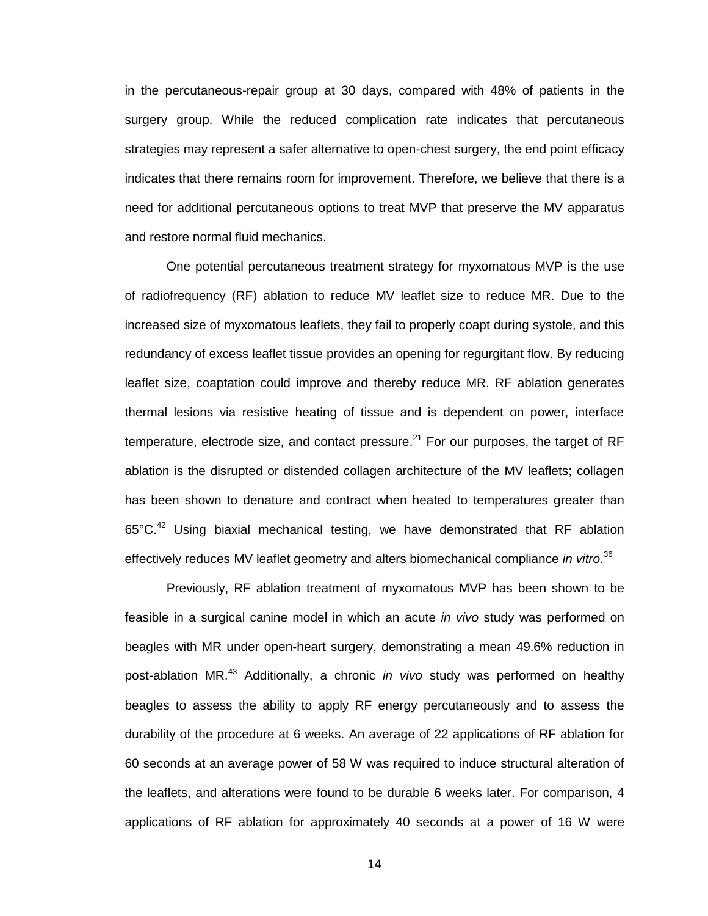in the percutaneous-repair group at 30 days, compared with 48% of patients in the surgery group. While the reduced complication rate indicates that percutaneous strategies may represent a safer alternative to open-chest surgery, the end point efficacy indicates that there remains room for improvement. Therefore, we believe that there is a need for additional percutaneous options to treat MVP that preserve the MV apparatus and restore normal fluid mechanics.

One potential percutaneous treatment strategy for myxomatous MVP is the use of radiofrequency (RF) ablation to reduce MV leaflet size to reduce MR. Due to the increased size of myxomatous leaflets, they fail to properly coapt during systole, and this redundancy of excess leaflet tissue provides an opening for regurgitant flow. By reducing leaflet size, coaptation could improve and thereby reduce MR. RF ablation generates thermal lesions via resistive heating of tissue and is dependent on power, interface temperature, electrode size, and contact pressure.[21] For our purposes, the target of RF ablation is the disrupted or distended collagen architecture of the MV leaflets; collagen has been shown to denature and contract when heated to temperatures greater than 65°C.[42] Using biaxial mechanical testing, we have demonstrated that RF ablation effectively reduces MV leaflet geometry and alters biomechanical compliance *in vitro.*[36]

Previously, RF ablation treatment of myxomatous MVP has been shown to be feasible in a surgical canine model in which an acute *in vivo* study was performed on beagles with MR under open-heart surgery, demonstrating a mean 49.6% reduction in post-ablation MR.[43] Additionally, a chronic *in vivo* study was performed on healthy beagles to assess the ability to apply RF energy percutaneously and to assess the durability of the procedure at 6 weeks. An average of 22 applications of RF ablation for 60 seconds at an average power of 58 W was required to induce structural alteration of the leaflets, and alterations were found to be durable 6 weeks later. For comparison, 4 applications of RF ablation for approximately 40 seconds at a power of 16 W were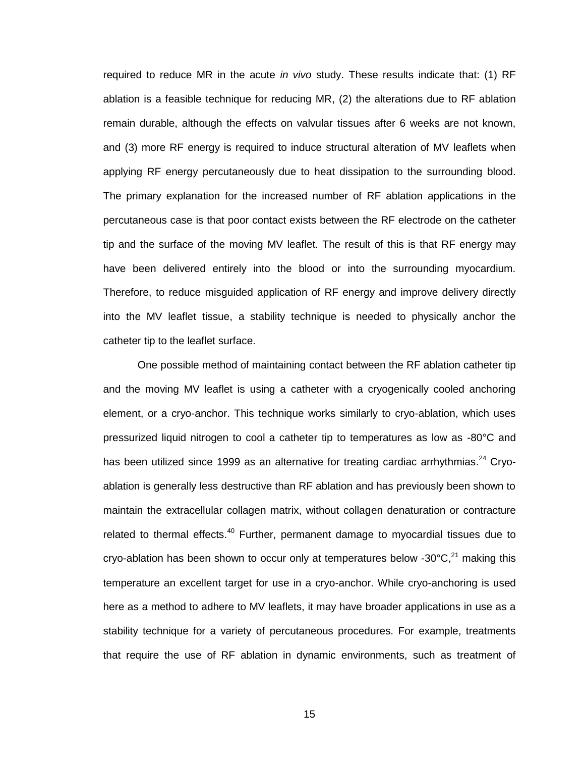required to reduce MR in the acute *in vivo* study. These results indicate that: (1) RF ablation is a feasible technique for reducing MR, (2) the alterations due to RF ablation remain durable, although the effects on valvular tissues after 6 weeks are not known, and (3) more RF energy is required to induce structural alteration of MV leaflets when applying RF energy percutaneously due to heat dissipation to the surrounding blood. The primary explanation for the increased number of RF ablation applications in the percutaneous case is that poor contact exists between the RF electrode on the catheter tip and the surface of the moving MV leaflet. The result of this is that RF energy may have been delivered entirely into the blood or into the surrounding myocardium. Therefore, to reduce misguided application of RF energy and improve delivery directly into the MV leaflet tissue, a stability technique is needed to physically anchor the catheter tip to the leaflet surface.

One possible method of maintaining contact between the RF ablation catheter tip and the moving MV leaflet is using a catheter with a cryogenically cooled anchoring element, or a cryo-anchor. This technique works similarly to cryo-ablation, which uses pressurized liquid nitrogen to cool a catheter tip to temperatures as low as -80°C and has been utilized since 1999 as an alternative for treating cardiac arrhythmias.[24] Cryo-ablation is generally less destructive than RF ablation and has previously been shown to maintain the extracellular collagen matrix, without collagen denaturation or contracture related to thermal effects.[40] Further, permanent damage to myocardial tissues due to cryo-ablation has been shown to occur only at temperatures below -30°C,[21] making this temperature an excellent target for use in a cryo-anchor. While cryo-anchoring is used here as a method to adhere to MV leaflets, it may have broader applications in use as a stability technique for a variety of percutaneous procedures. For example, treatments that require the use of RF ablation in dynamic environments, such as treatment of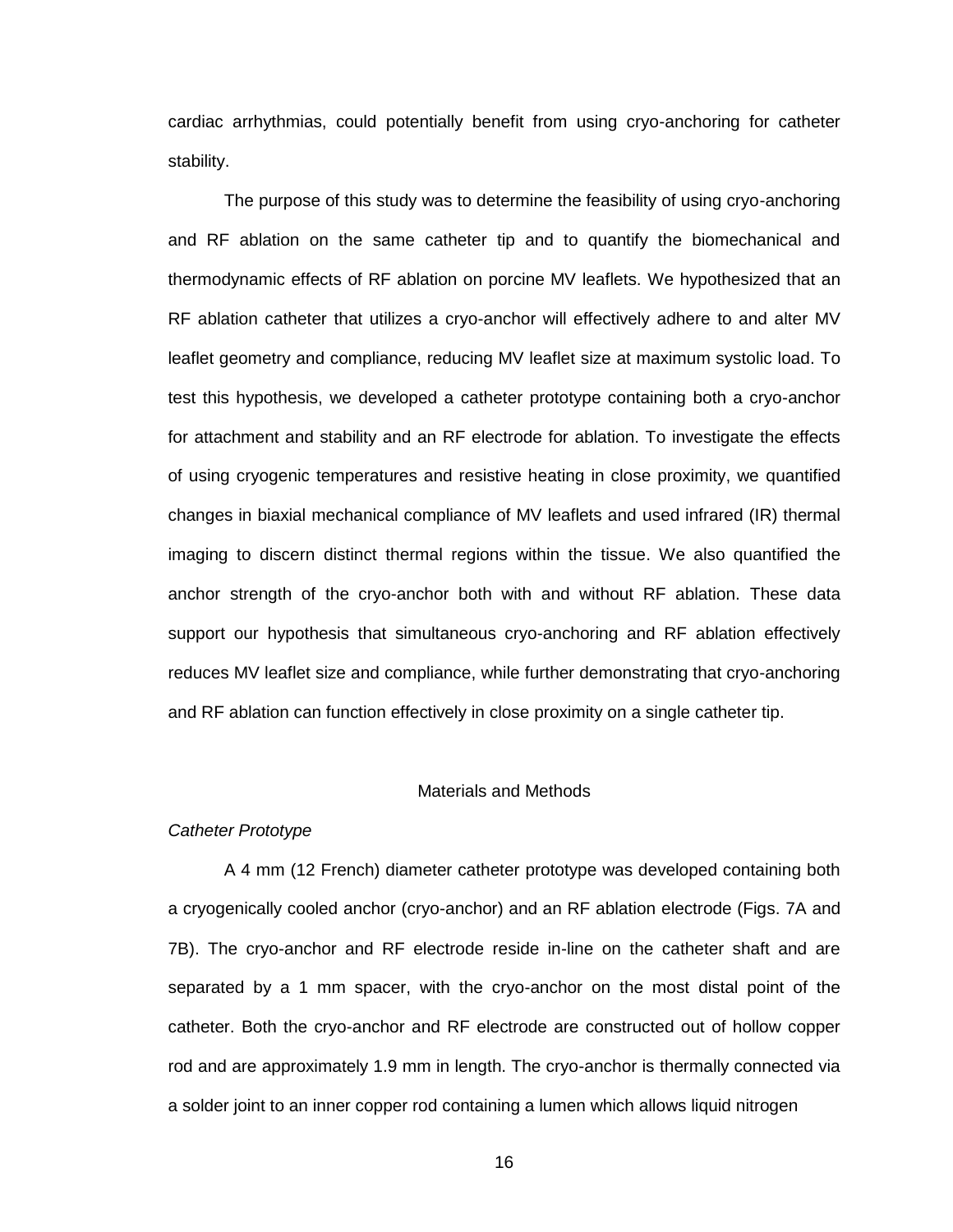cardiac arrhythmias, could potentially benefit from using cryo-anchoring for catheter stability.

The purpose of this study was to determine the feasibility of using cryo-anchoring and RF ablation on the same catheter tip and to quantify the biomechanical and thermodynamic effects of RF ablation on porcine MV leaflets. We hypothesized that an RF ablation catheter that utilizes a cryo-anchor will effectively adhere to and alter MV leaflet geometry and compliance, reducing MV leaflet size at maximum systolic load. To test this hypothesis, we developed a catheter prototype containing both a cryo-anchor for attachment and stability and an RF electrode for ablation. To investigate the effects of using cryogenic temperatures and resistive heating in close proximity, we quantified changes in biaxial mechanical compliance of MV leaflets and used infrared (IR) thermal imaging to discern distinct thermal regions within the tissue. We also quantified the anchor strength of the cryo-anchor both with and without RF ablation. These data support our hypothesis that simultaneous cryo-anchoring and RF ablation effectively reduces MV leaflet size and compliance, while further demonstrating that cryo-anchoring and RF ablation can function effectively in close proximity on a single catheter tip.

## Materials and Methods

### *Catheter Prototype*

A 4 mm (12 French) diameter catheter prototype was developed containing both a cryogenically cooled anchor (cryo-anchor) and an RF ablation electrode (Figs. 7A and 7B). The cryo-anchor and RF electrode reside in-line on the catheter shaft and are separated by a 1 mm spacer, with the cryo-anchor on the most distal point of the catheter. Both the cryo-anchor and RF electrode are constructed out of hollow copper rod and are approximately 1.9 mm in length. The cryo-anchor is thermally connected via a solder joint to an inner copper rod containing a lumen which allows liquid nitrogen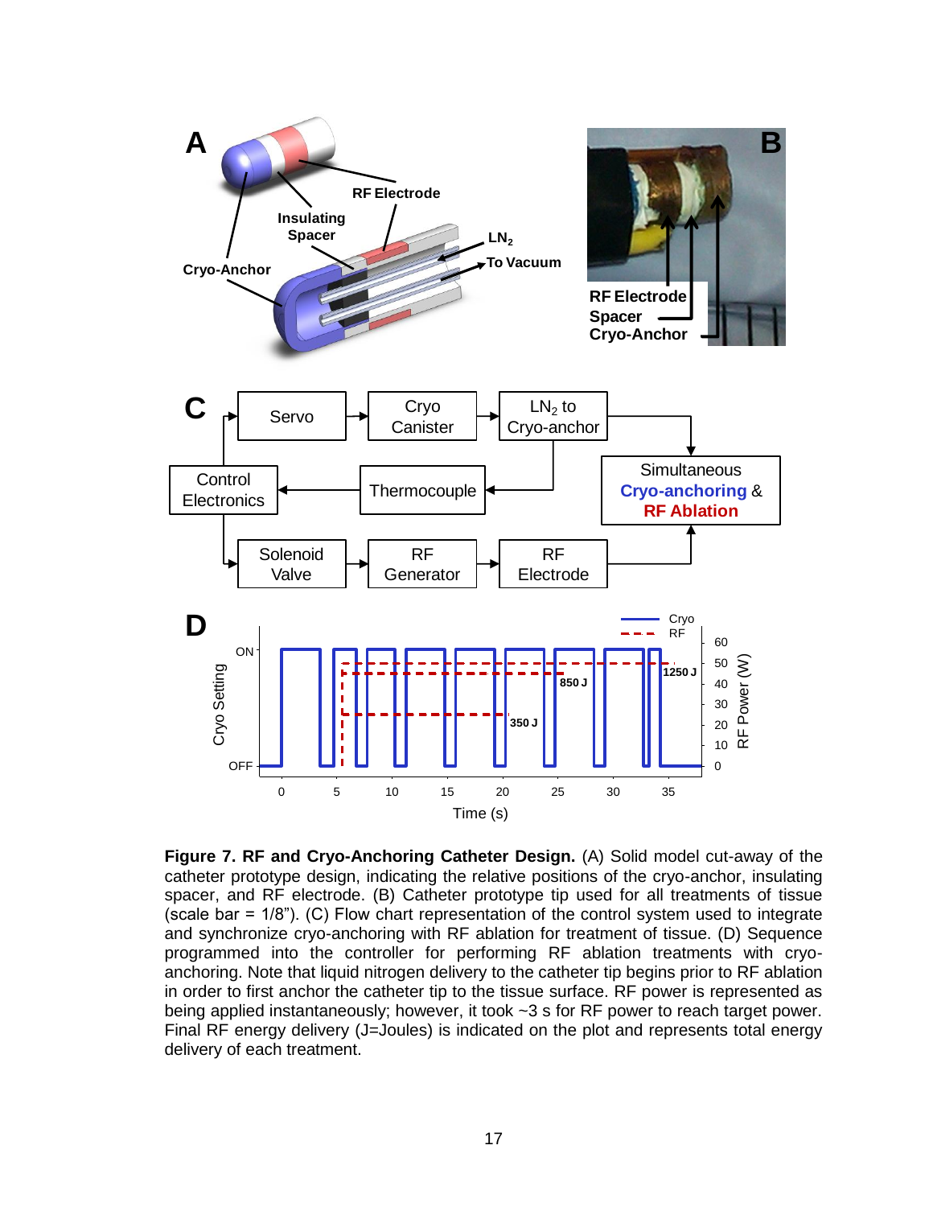**Figure 7. RF and Cryo-Anchoring Catheter Design.** (A) Solid model cut-away of the catheter prototype design, indicating the relative positions of the cryo-anchor, insulating spacer, and RF electrode. (B) Catheter prototype tip used for all treatments of tissue (scale bar = 1/8"). (C) Flow chart representation of the control system used to integrate and synchronize cryo-anchoring with RF ablation for treatment of tissue. (D) Sequence programmed into the controller for performing RF ablation treatments with cryo-anchoring. Note that liquid nitrogen delivery to the catheter tip begins prior to RF ablation in order to first anchor the catheter tip to the tissue surface. RF power is represented as being applied instantaneously; however, it took ~3 s for RF power to reach target power. Final RF energy delivery (J=Joules) is indicated on the plot and represents total energy delivery of each treatment.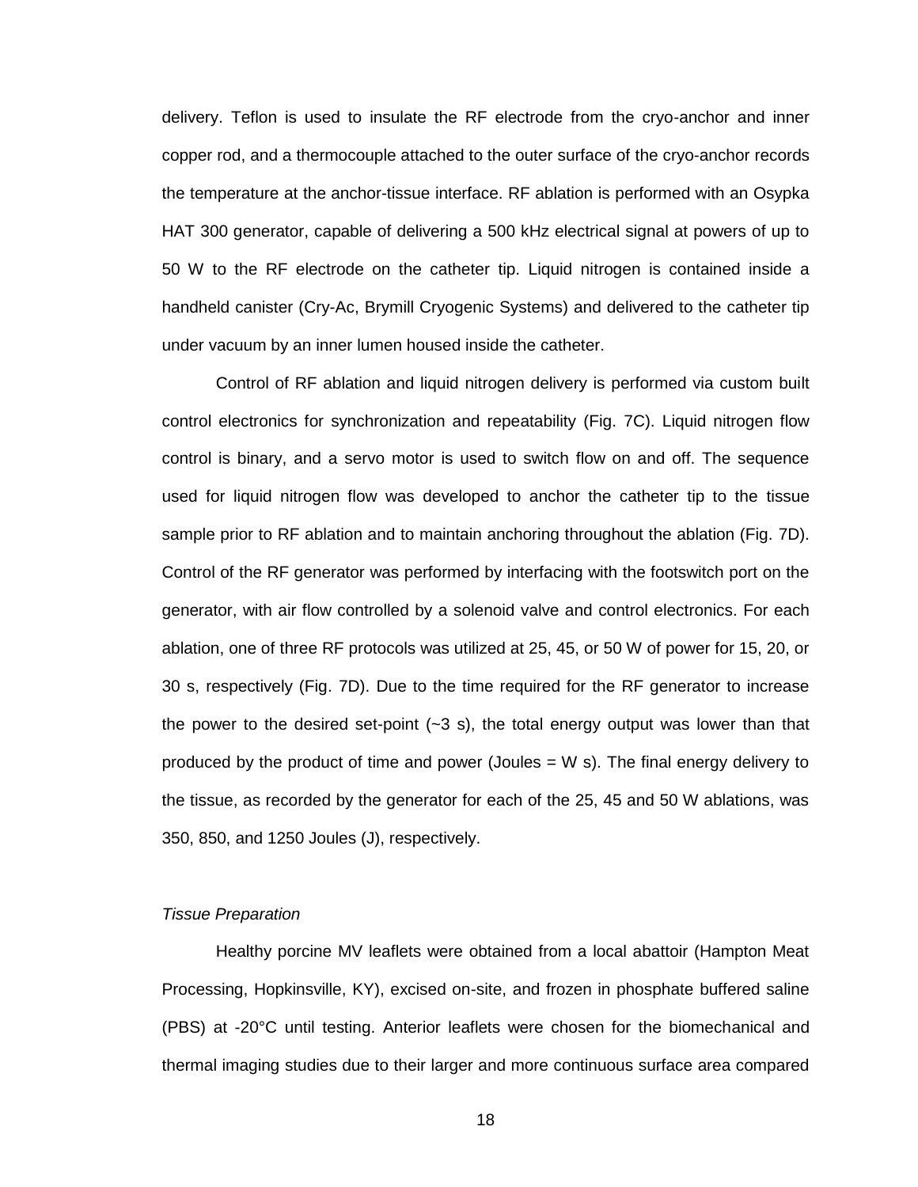delivery. Teflon is used to insulate the RF electrode from the cryo-anchor and inner copper rod, and a thermocouple attached to the outer surface of the cryo-anchor records the temperature at the anchor-tissue interface. RF ablation is performed with an Osypka HAT 300 generator, capable of delivering a 500 kHz electrical signal at powers of up to 50 W to the RF electrode on the catheter tip. Liquid nitrogen is contained inside a handheld canister (Cry-Ac, Brymill Cryogenic Systems) and delivered to the catheter tip under vacuum by an inner lumen housed inside the catheter.

Control of RF ablation and liquid nitrogen delivery is performed via custom built control electronics for synchronization and repeatability (Fig. 7C). Liquid nitrogen flow control is binary, and a servo motor is used to switch flow on and off. The sequence used for liquid nitrogen flow was developed to anchor the catheter tip to the tissue sample prior to RF ablation and to maintain anchoring throughout the ablation (Fig. 7D). Control of the RF generator was performed by interfacing with the footswitch port on the generator, with air flow controlled by a solenoid valve and control electronics. For each ablation, one of three RF protocols was utilized at 25, 45, or 50 W of power for 15, 20, or 30 s, respectively (Fig. 7D). Due to the time required for the RF generator to increase the power to the desired set-point (~3 s), the total energy output was lower than that produced by the product of time and power (Joules = W s). The final energy delivery to the tissue, as recorded by the generator for each of the 25, 45 and 50 W ablations, was 350, 850, and 1250 Joules (J), respectively.

*Tissue Preparation*

Healthy porcine MV leaflets were obtained from a local abattoir (Hampton Meat Processing, Hopkinsville, KY), excised on-site, and frozen in phosphate buffered saline (PBS) at -20°C until testing. Anterior leaflets were chosen for the biomechanical and thermal imaging studies due to their larger and more continuous surface area compared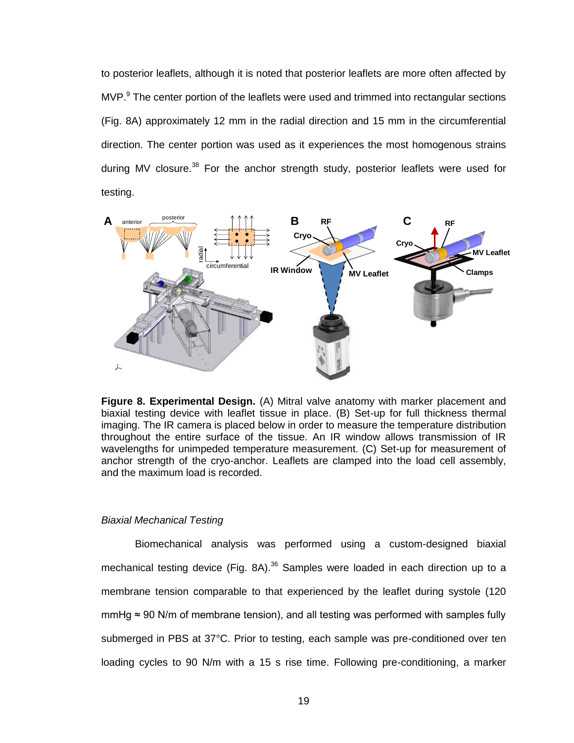to posterior leaflets, although it is noted that posterior leaflets are more often affected by MVP.[9] The center portion of the leaflets were used and trimmed into rectangular sections (Fig. 8A) approximately 12 mm in the radial direction and 15 mm in the circumferential direction. The center portion was used as it experiences the most homogenous strains during MV closure.[38] For the anchor strength study, posterior leaflets were used for testing.

**Figure 8. Experimental Design.** (A) Mitral valve anatomy with marker placement and biaxial testing device with leaflet tissue in place. (B) Set-up for full thickness thermal imaging. The IR camera is placed below in order to measure the temperature distribution throughout the entire surface of the tissue. An IR window allows transmission of IR wavelengths for unimpeded temperature measurement. (C) Set-up for measurement of anchor strength of the cryo-anchor. Leaflets are clamped into the load cell assembly, and the maximum load is recorded.

*Biaxial Mechanical Testing*

Biomechanical analysis was performed using a custom-designed biaxial mechanical testing device (Fig. 8A).[36] Samples were loaded in each direction up to a membrane tension comparable to that experienced by the leaflet during systole (120 mmHg ≈ 90 N/m of membrane tension), and all testing was performed with samples fully submerged in PBS at 37°C. Prior to testing, each sample was pre-conditioned over ten loading cycles to 90 N/m with a 15 s rise time. Following pre-conditioning, a marker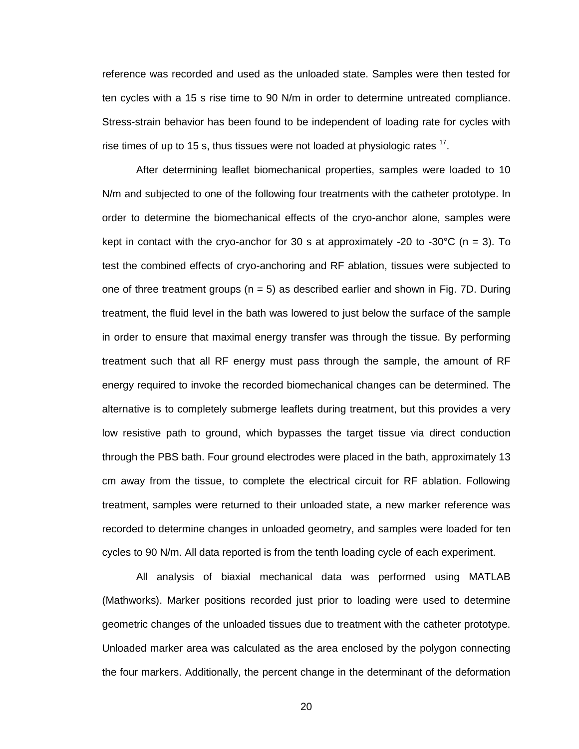reference was recorded and used as the unloaded state. Samples were then tested for ten cycles with a 15 s rise time to 90 N/m in order to determine untreated compliance. Stress-strain behavior has been found to be independent of loading rate for cycles with rise times of up to 15 s, thus tissues were not loaded at physiologic rates [17].

After determining leaflet biomechanical properties, samples were loaded to 10 N/m and subjected to one of the following four treatments with the catheter prototype. In order to determine the biomechanical effects of the cryo-anchor alone, samples were kept in contact with the cryo-anchor for 30 s at approximately -20 to -30°C (n = 3). To test the combined effects of cryo-anchoring and RF ablation, tissues were subjected to one of three treatment groups (n = 5) as described earlier and shown in Fig. 7D. During treatment, the fluid level in the bath was lowered to just below the surface of the sample in order to ensure that maximal energy transfer was through the tissue. By performing treatment such that all RF energy must pass through the sample, the amount of RF energy required to invoke the recorded biomechanical changes can be determined. The alternative is to completely submerge leaflets during treatment, but this provides a very low resistive path to ground, which bypasses the target tissue via direct conduction through the PBS bath. Four ground electrodes were placed in the bath, approximately 13 cm away from the tissue, to complete the electrical circuit for RF ablation. Following treatment, samples were returned to their unloaded state, a new marker reference was recorded to determine changes in unloaded geometry, and samples were loaded for ten cycles to 90 N/m. All data reported is from the tenth loading cycle of each experiment.

All analysis of biaxial mechanical data was performed using MATLAB (Mathworks). Marker positions recorded just prior to loading were used to determine geometric changes of the unloaded tissues due to treatment with the catheter prototype. Unloaded marker area was calculated as the area enclosed by the polygon connecting the four markers. Additionally, the percent change in the determinant of the deformation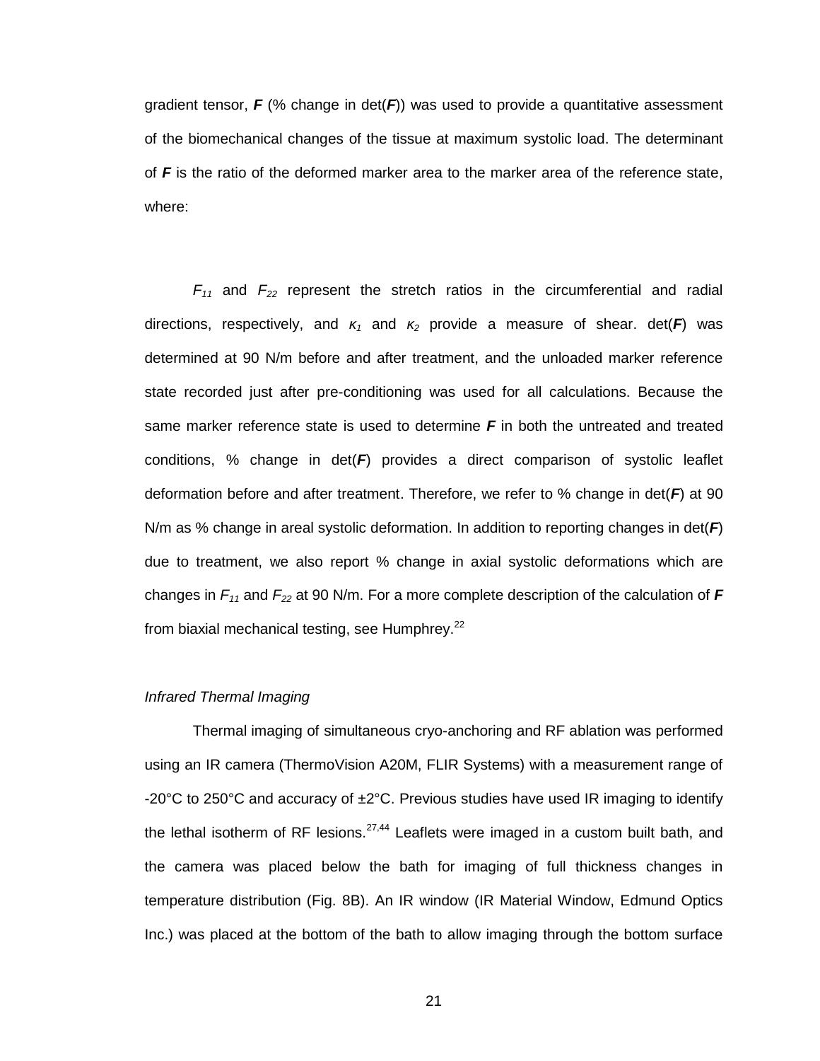gradient tensor, ***F*** (% change in det(***F***)) was used to provide a quantitative assessment of the biomechanical changes of the tissue at maximum systolic load. The determinant of ***F*** is the ratio of the deformed marker area to the marker area of the reference state, where:

$F_{11}$ and $F_{22}$ represent the stretch ratios in the circumferential and radial directions, respectively, and $\kappa_1$ and $\kappa_2$ provide a measure of shear. det(***F***) was determined at 90 N/m before and after treatment, and the unloaded marker reference state recorded just after pre-conditioning was used for all calculations. Because the same marker reference state is used to determine ***F*** in both the untreated and treated conditions, % change in det(***F***) provides a direct comparison of systolic leaflet deformation before and after treatment. Therefore, we refer to % change in det(***F***) at 90 N/m as % change in areal systolic deformation. In addition to reporting changes in det(***F***) due to treatment, we also report % change in axial systolic deformations which are changes in $F_{11}$ and $F_{22}$ at 90 N/m. For a more complete description of the calculation of ***F*** from biaxial mechanical testing, see Humphrey.[22]

*Infrared Thermal Imaging*

Thermal imaging of simultaneous cryo-anchoring and RF ablation was performed using an IR camera (ThermoVision A20M, FLIR Systems) with a measurement range of -20°C to 250°C and accuracy of ±2°C. Previous studies have used IR imaging to identify the lethal isotherm of RF lesions.[27,44] Leaflets were imaged in a custom built bath, and the camera was placed below the bath for imaging of full thickness changes in temperature distribution (Fig. 8B). An IR window (IR Material Window, Edmund Optics Inc.) was placed at the bottom of the bath to allow imaging through the bottom surface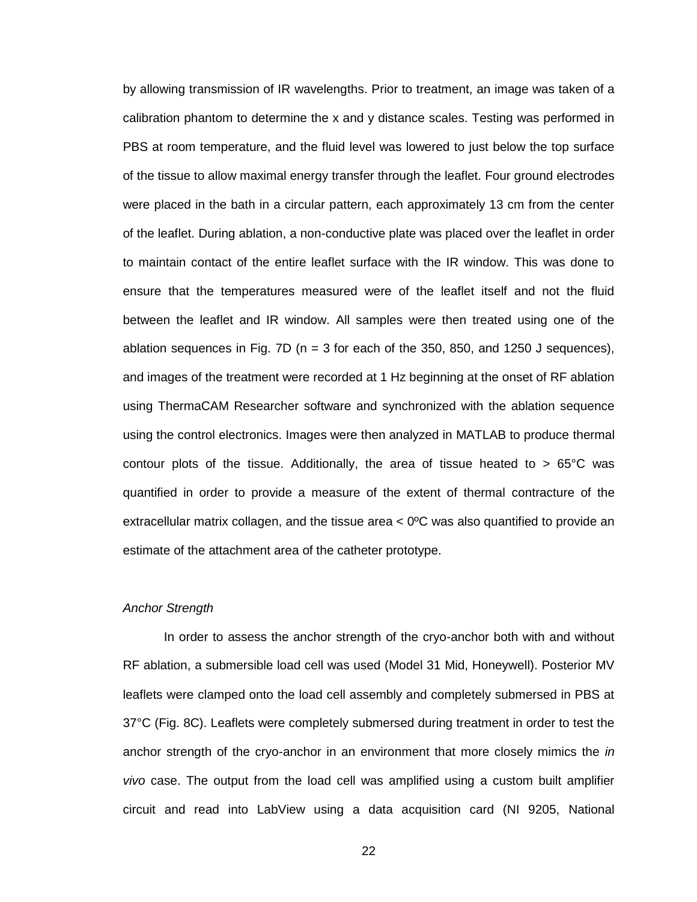by allowing transmission of IR wavelengths. Prior to treatment, an image was taken of a calibration phantom to determine the x and y distance scales. Testing was performed in PBS at room temperature, and the fluid level was lowered to just below the top surface of the tissue to allow maximal energy transfer through the leaflet. Four ground electrodes were placed in the bath in a circular pattern, each approximately 13 cm from the center of the leaflet. During ablation, a non-conductive plate was placed over the leaflet in order to maintain contact of the entire leaflet surface with the IR window. This was done to ensure that the temperatures measured were of the leaflet itself and not the fluid between the leaflet and IR window. All samples were then treated using one of the ablation sequences in Fig. 7D (n = 3 for each of the 350, 850, and 1250 J sequences), and images of the treatment were recorded at 1 Hz beginning at the onset of RF ablation using ThermaCAM Researcher software and synchronized with the ablation sequence using the control electronics. Images were then analyzed in MATLAB to produce thermal contour plots of the tissue. Additionally, the area of tissue heated to > 65°C was quantified in order to provide a measure of the extent of thermal contracture of the extracellular matrix collagen, and the tissue area < 0ºC was also quantified to provide an estimate of the attachment area of the catheter prototype.

*Anchor Strength*

In order to assess the anchor strength of the cryo-anchor both with and without RF ablation, a submersible load cell was used (Model 31 Mid, Honeywell). Posterior MV leaflets were clamped onto the load cell assembly and completely submersed in PBS at 37°C (Fig. 8C). Leaflets were completely submersed during treatment in order to test the anchor strength of the cryo-anchor in an environment that more closely mimics the *in vivo* case. The output from the load cell was amplified using a custom built amplifier circuit and read into LabView using a data acquisition card (NI 9205, National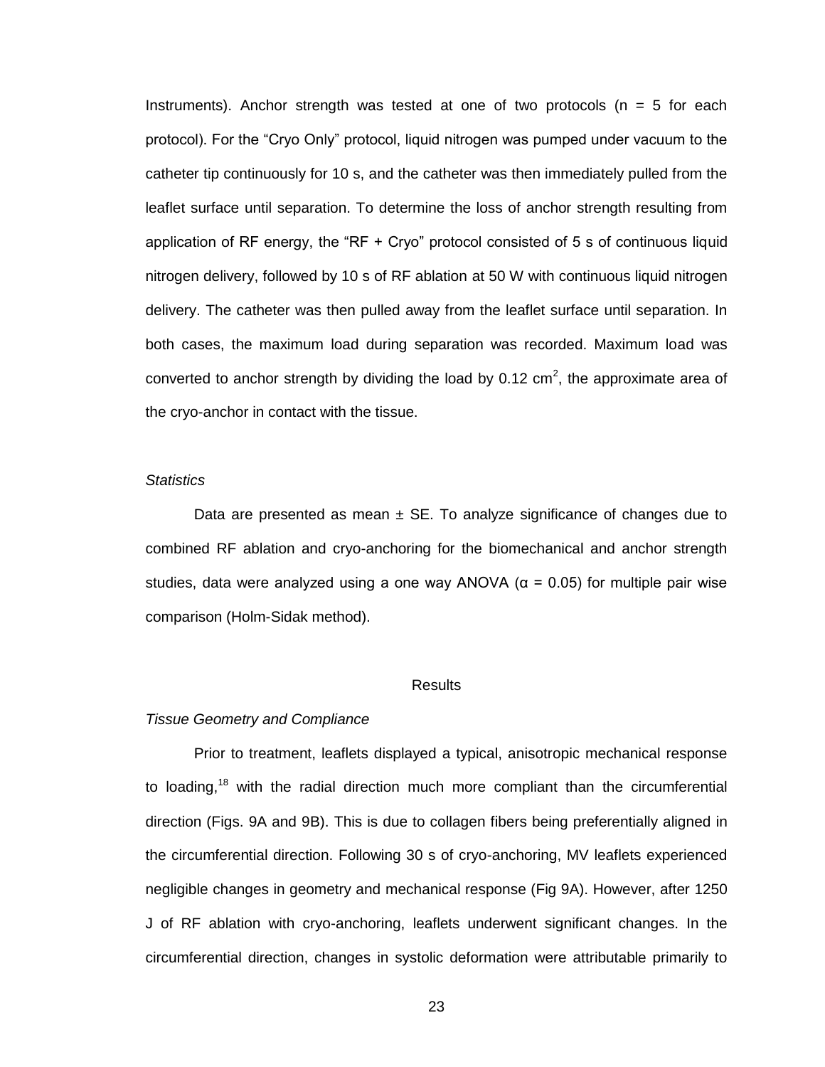Instruments). Anchor strength was tested at one of two protocols ($n = 5$ for each protocol). For the "Cryo Only" protocol, liquid nitrogen was pumped under vacuum to the catheter tip continuously for 10 s, and the catheter was then immediately pulled from the leaflet surface until separation. To determine the loss of anchor strength resulting from application of RF energy, the "RF + Cryo" protocol consisted of 5 s of continuous liquid nitrogen delivery, followed by 10 s of RF ablation at 50 W with continuous liquid nitrogen delivery. The catheter was then pulled away from the leaflet surface until separation. In both cases, the maximum load during separation was recorded. Maximum load was converted to anchor strength by dividing the load by 0.12 $cm^2$, the approximate area of the cryo-anchor in contact with the tissue.

### *Statistics*

Data are presented as mean ± SE. To analyze significance of changes due to combined RF ablation and cryo-anchoring for the biomechanical and anchor strength studies, data were analyzed using a one way ANOVA ($\alpha = 0.05$) for multiple pair wise comparison (Holm-Sidak method).

## Results

### *Tissue Geometry and Compliance*

Prior to treatment, leaflets displayed a typical, anisotropic mechanical response to loading,[18] with the radial direction much more compliant than the circumferential direction (Figs. 9A and 9B). This is due to collagen fibers being preferentially aligned in the circumferential direction. Following 30 s of cryo-anchoring, MV leaflets experienced negligible changes in geometry and mechanical response (Fig 9A). However, after 1250 J of RF ablation with cryo-anchoring, leaflets underwent significant changes. In the circumferential direction, changes in systolic deformation were attributable primarily to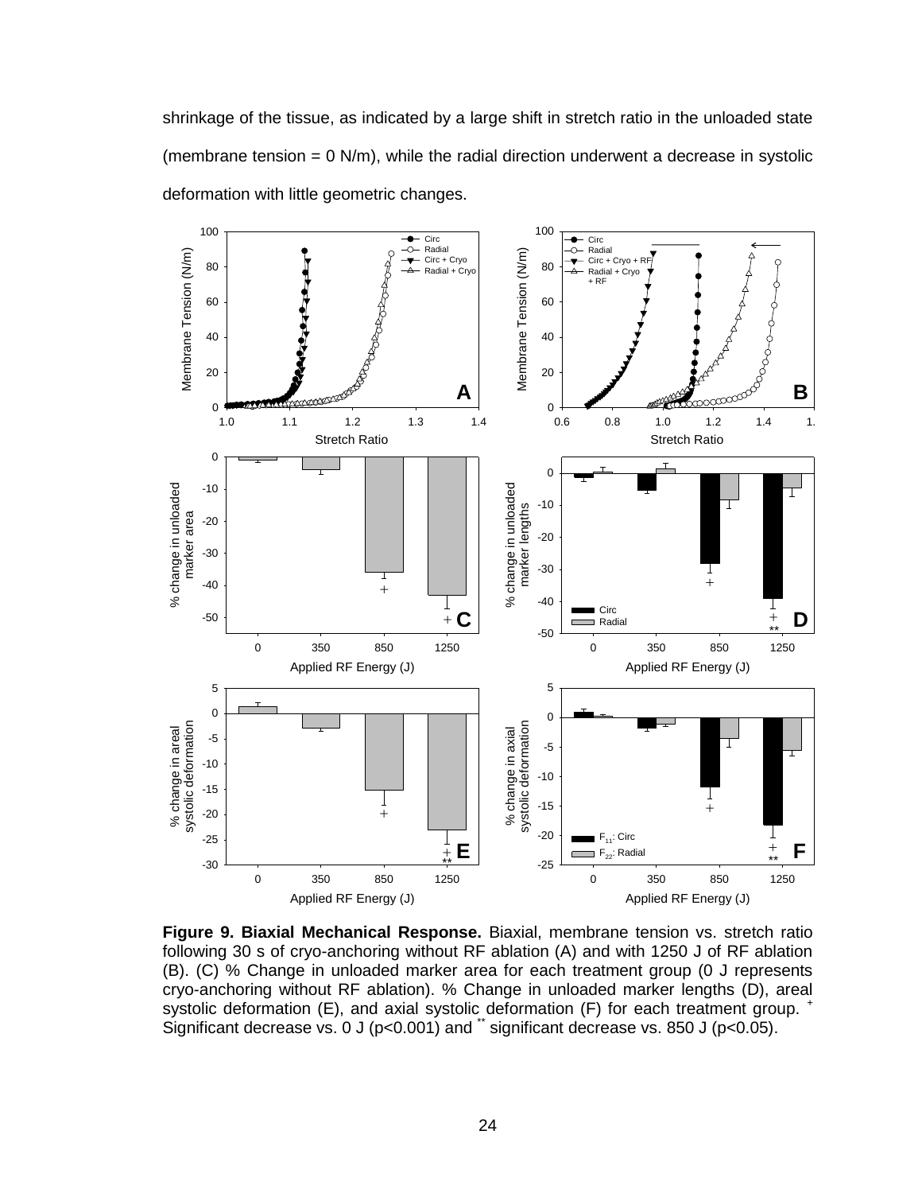shrinkage of the tissue, as indicated by a large shift in stretch ratio in the unloaded state (membrane tension = 0 N/m), while the radial direction underwent a decrease in systolic deformation with little geometric changes.

**Figure 9. Biaxial Mechanical Response.** Biaxial, membrane tension vs. stretch ratio following 30 s of cryo-anchoring without RF ablation (A) and with 1250 J of RF ablation (B). (C) % Change in unloaded marker area for each treatment group (0 J represents cryo-anchoring without RF ablation). % Change in unloaded marker lengths (D), areal systolic deformation (E), and axial systolic deformation (F) for each treatment group. + Significant decrease vs. 0 J ($p<0.001$) and ** significant decrease vs. 850 J ($p<0.05$).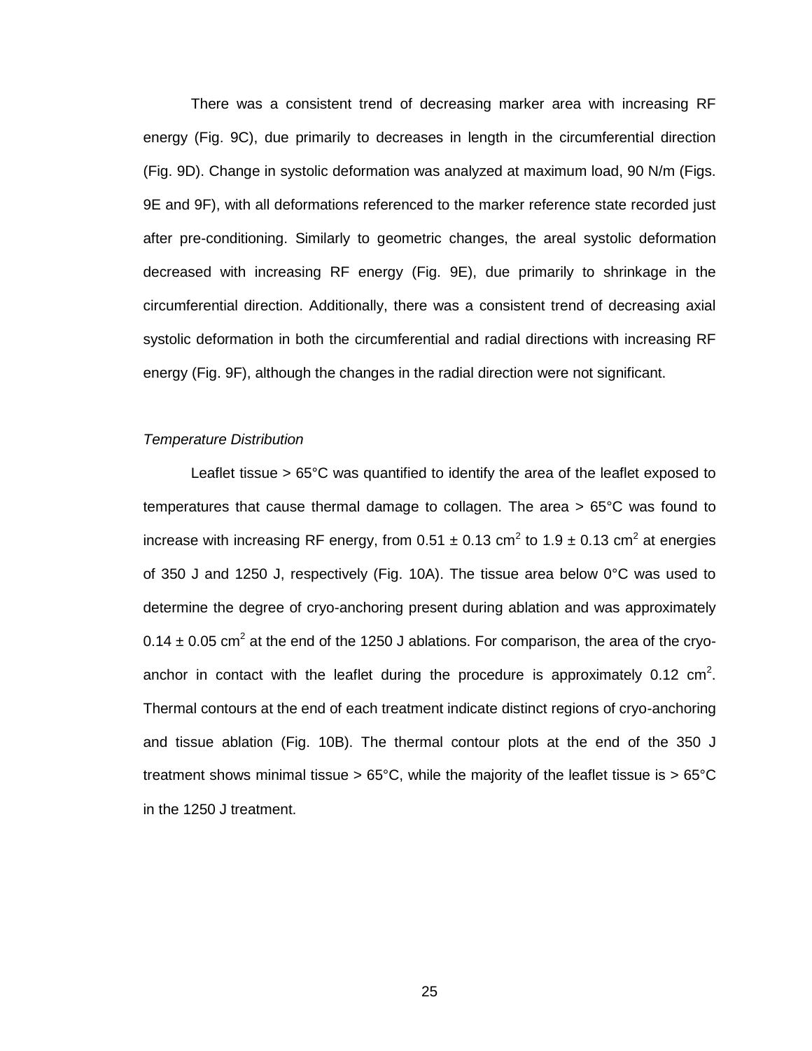There was a consistent trend of decreasing marker area with increasing RF energy (Fig. 9C), due primarily to decreases in length in the circumferential direction (Fig. 9D). Change in systolic deformation was analyzed at maximum load, 90 N/m (Figs. 9E and 9F), with all deformations referenced to the marker reference state recorded just after pre-conditioning. Similarly to geometric changes, the areal systolic deformation decreased with increasing RF energy (Fig. 9E), due primarily to shrinkage in the circumferential direction. Additionally, there was a consistent trend of decreasing axial systolic deformation in both the circumferential and radial directions with increasing RF energy (Fig. 9F), although the changes in the radial direction were not significant.

*Temperature Distribution*

Leaflet tissue > 65°C was quantified to identify the area of the leaflet exposed to temperatures that cause thermal damage to collagen. The area > 65°C was found to increase with increasing RF energy, from 0.51 ± 0.13 $cm^2$ to 1.9 ± 0.13 $cm^2$ at energies of 350 J and 1250 J, respectively (Fig. 10A). The tissue area below 0°C was used to determine the degree of cryo-anchoring present during ablation and was approximately 0.14 ± 0.05 $cm^2$ at the end of the 1250 J ablations. For comparison, the area of the cryo-anchor in contact with the leaflet during the procedure is approximately 0.12 $cm^2$. Thermal contours at the end of each treatment indicate distinct regions of cryo-anchoring and tissue ablation (Fig. 10B). The thermal contour plots at the end of the 350 J treatment shows minimal tissue > 65°C, while the majority of the leaflet tissue is > 65°C in the 1250 J treatment.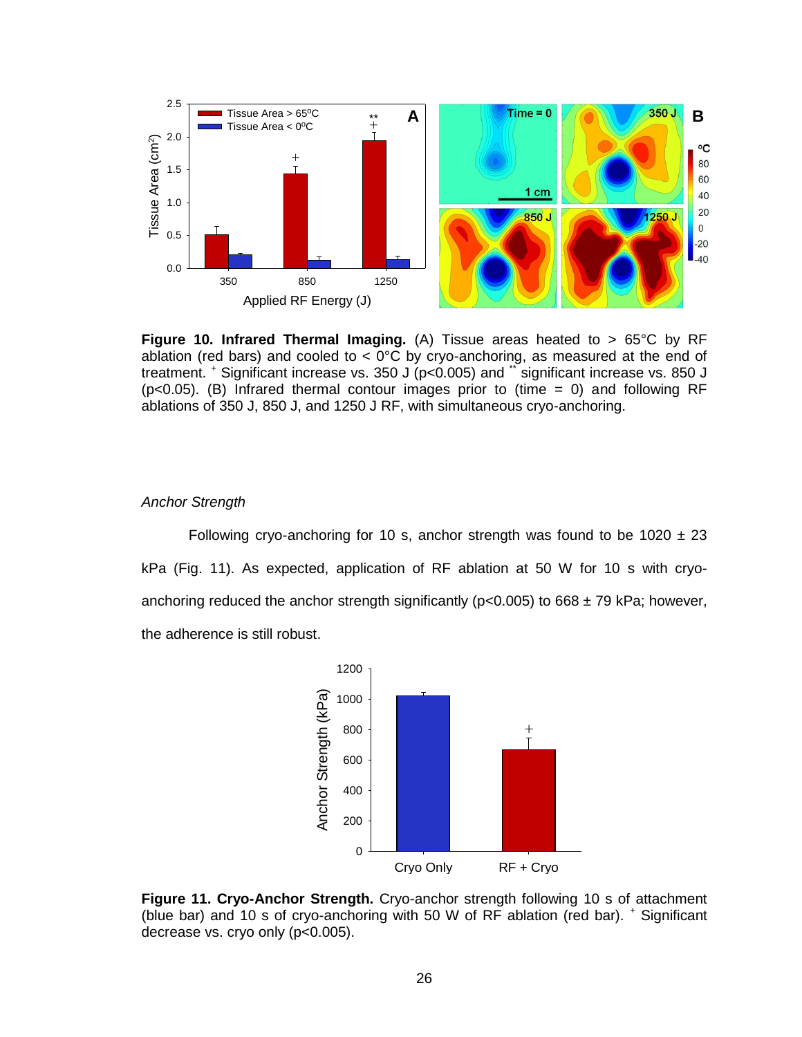**Figure 10. Infrared Thermal Imaging.** (A) Tissue areas heated to > 65°C by RF ablation (red bars) and cooled to < 0°C by cryo-anchoring, as measured at the end of treatment. + Significant increase vs. 350 J ($p<0.005$) and ** significant increase vs. 850 J ($p<0.05$). (B) Infrared thermal contour images prior to (time = 0) and following RF ablations of 350 J, 850 J, and 1250 J RF, with simultaneous cryo-anchoring.

*Anchor Strength*

Following cryo-anchoring for 10 s, anchor strength was found to be 1020 ± 23 kPa (Fig. 11). As expected, application of RF ablation at 50 W for 10 s with cryo-anchoring reduced the anchor strength significantly ($p<0.005$) to 668 ± 79 kPa; however, the adherence is still robust.

**Figure 11. Cryo-Anchor Strength.** Cryo-anchor strength following 10 s of attachment (blue bar) and 10 s of cryo-anchoring with 50 W of RF ablation (red bar). + Significant decrease vs. cryo only ($p<0.005$).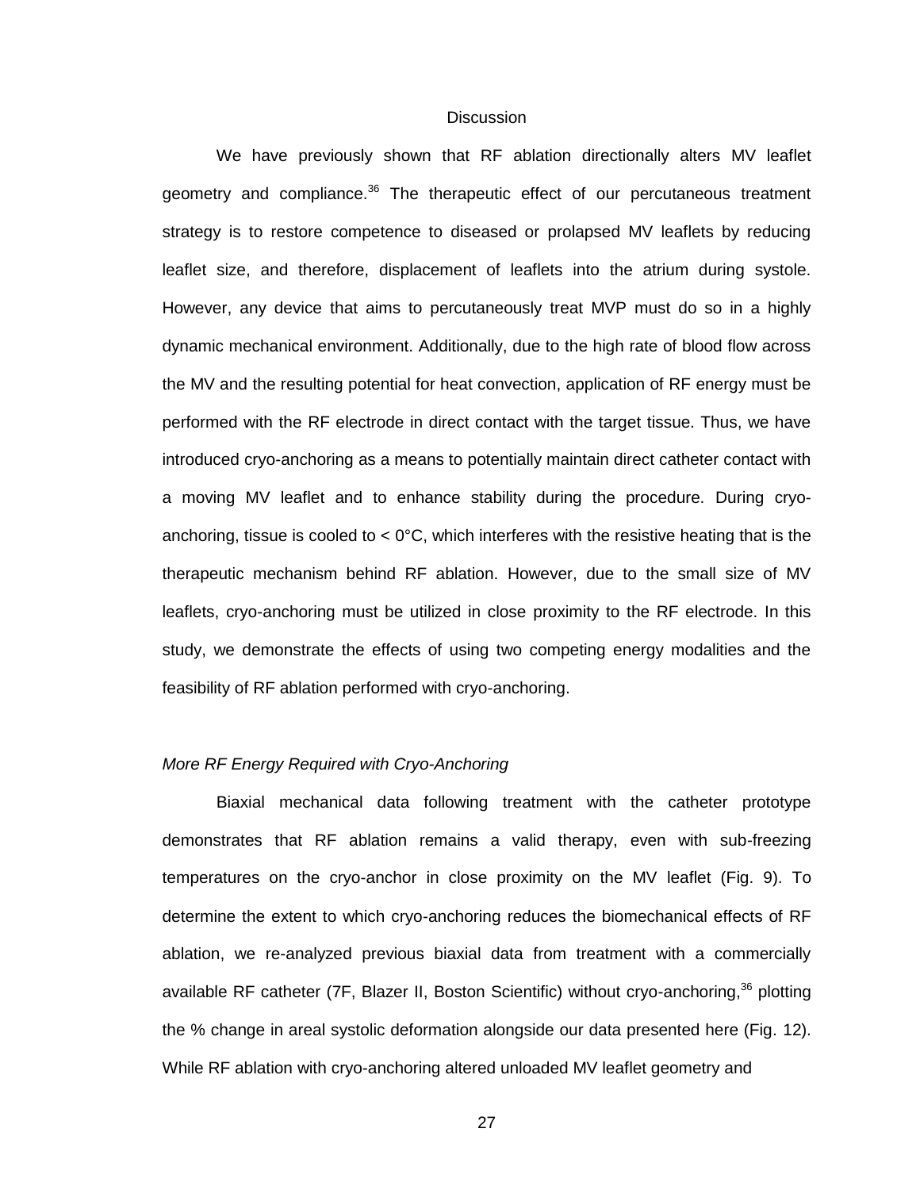## Discussion

We have previously shown that RF ablation directionally alters MV leaflet geometry and compliance.[36] The therapeutic effect of our percutaneous treatment strategy is to restore competence to diseased or prolapsed MV leaflets by reducing leaflet size, and therefore, displacement of leaflets into the atrium during systole. However, any device that aims to percutaneously treat MVP must do so in a highly dynamic mechanical environment. Additionally, due to the high rate of blood flow across the MV and the resulting potential for heat convection, application of RF energy must be performed with the RF electrode in direct contact with the target tissue. Thus, we have introduced cryo-anchoring as a means to potentially maintain direct catheter contact with a moving MV leaflet and to enhance stability during the procedure. During cryo-anchoring, tissue is cooled to < 0°C, which interferes with the resistive heating that is the therapeutic mechanism behind RF ablation. However, due to the small size of MV leaflets, cryo-anchoring must be utilized in close proximity to the RF electrode. In this study, we demonstrate the effects of using two competing energy modalities and the feasibility of RF ablation performed with cryo-anchoring.

### *More RF Energy Required with Cryo-Anchoring*

Biaxial mechanical data following treatment with the catheter prototype demonstrates that RF ablation remains a valid therapy, even with sub-freezing temperatures on the cryo-anchor in close proximity on the MV leaflet (Fig. 9). To determine the extent to which cryo-anchoring reduces the biomechanical effects of RF ablation, we re-analyzed previous biaxial data from treatment with a commercially available RF catheter (7F, Blazer II, Boston Scientific) without cryo-anchoring,[36] plotting the % change in areal systolic deformation alongside our data presented here (Fig. 12). While RF ablation with cryo-anchoring altered unloaded MV leaflet geometry and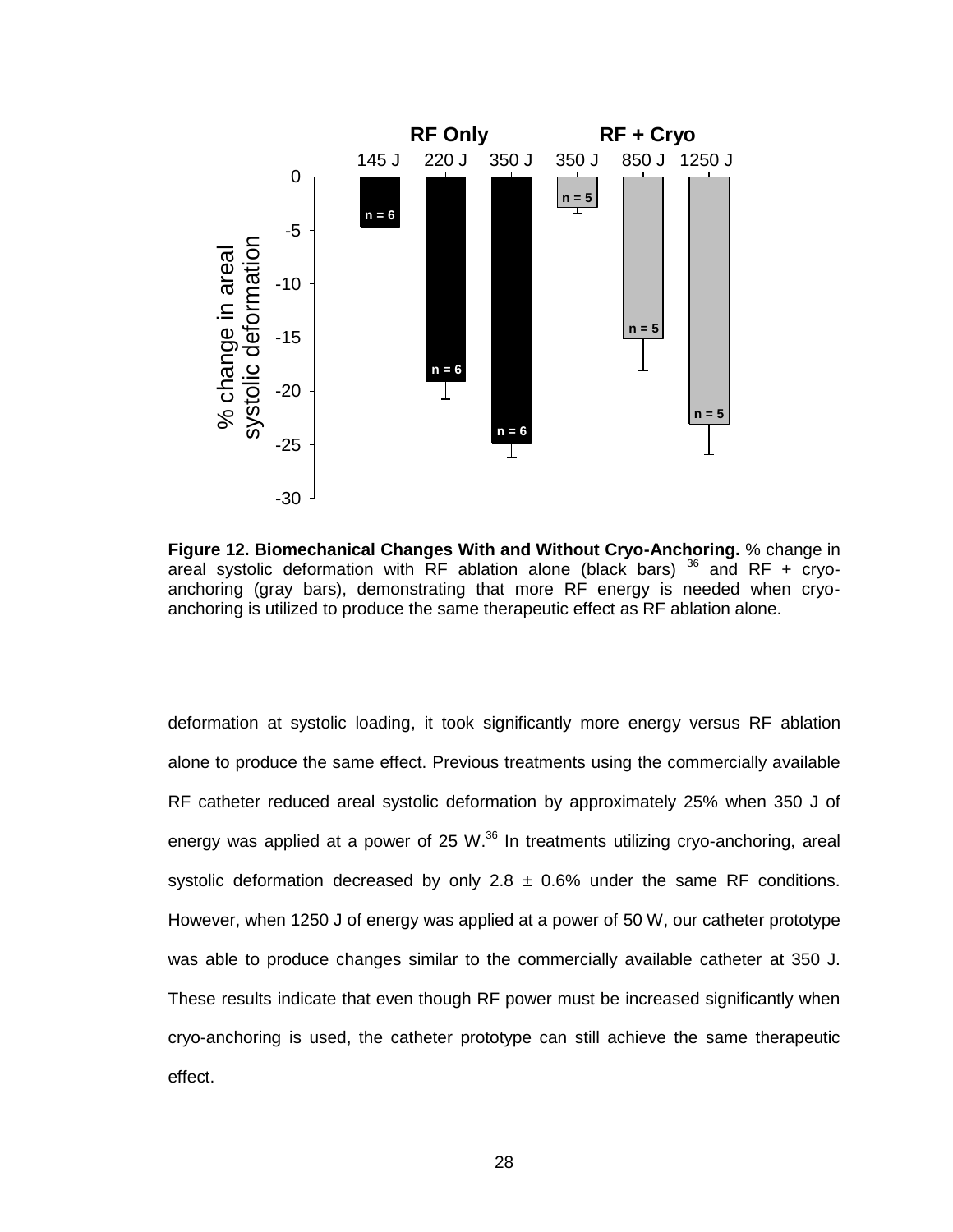**Figure 12. Biomechanical Changes With and Without Cryo-Anchoring.** % change in areal systolic deformation with RF ablation alone (black bars) [36] and RF + cryo-anchoring (gray bars), demonstrating that more RF energy is needed when cryo-anchoring is utilized to produce the same therapeutic effect as RF ablation alone.

deformation at systolic loading, it took significantly more energy versus RF ablation alone to produce the same effect. Previous treatments using the commercially available RF catheter reduced areal systolic deformation by approximately 25% when 350 J of energy was applied at a power of 25 W.[36] In treatments utilizing cryo-anchoring, areal systolic deformation decreased by only 2.8 ± 0.6% under the same RF conditions. However, when 1250 J of energy was applied at a power of 50 W, our catheter prototype was able to produce changes similar to the commercially available catheter at 350 J. These results indicate that even though RF power must be increased significantly when cryo-anchoring is used, the catheter prototype can still achieve the same therapeutic effect.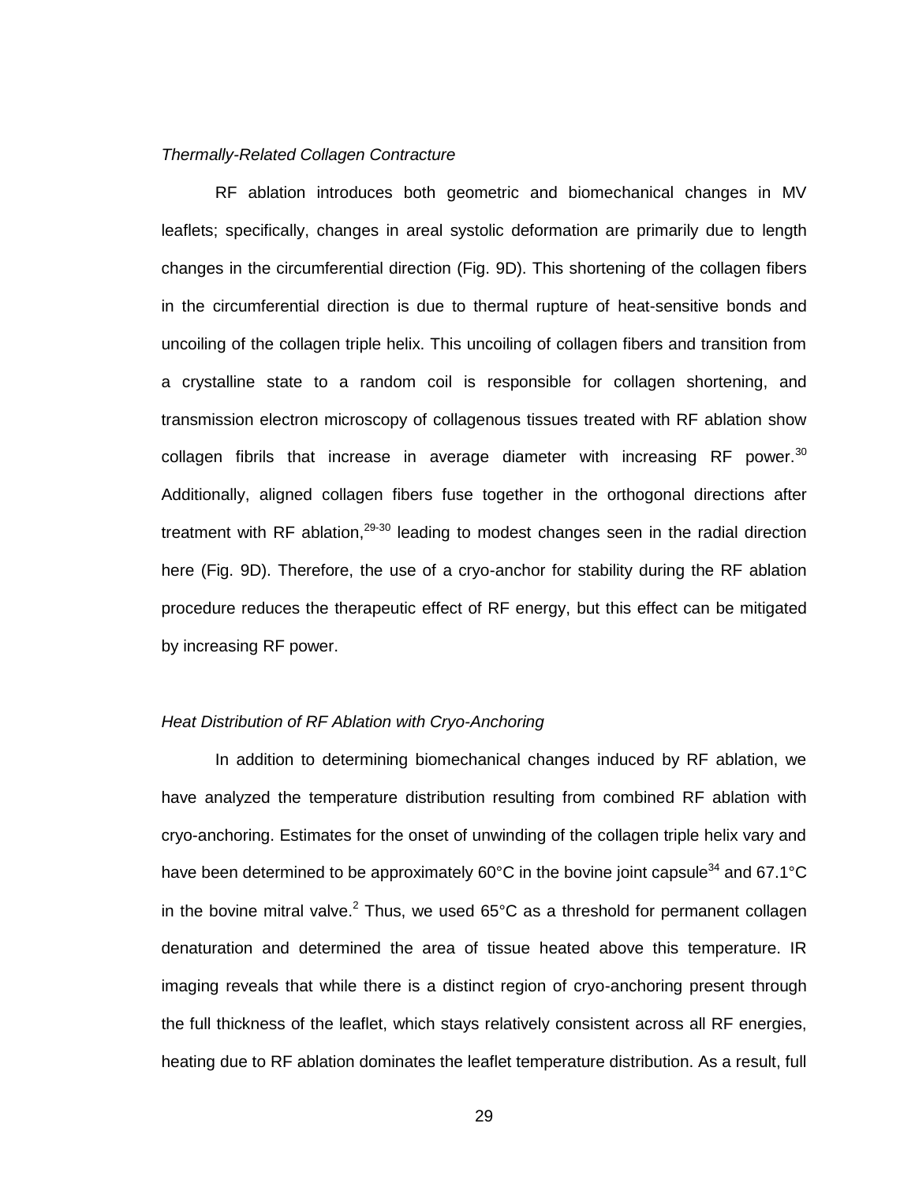*Thermally-Related Collagen Contracture*

RF ablation introduces both geometric and biomechanical changes in MV leaflets; specifically, changes in areal systolic deformation are primarily due to length changes in the circumferential direction (Fig. 9D). This shortening of the collagen fibers in the circumferential direction is due to thermal rupture of heat-sensitive bonds and uncoiling of the collagen triple helix. This uncoiling of collagen fibers and transition from a crystalline state to a random coil is responsible for collagen shortening, and transmission electron microscopy of collagenous tissues treated with RF ablation show collagen fibrils that increase in average diameter with increasing RF power.[30] Additionally, aligned collagen fibers fuse together in the orthogonal directions after treatment with RF ablation,[29-30] leading to modest changes seen in the radial direction here (Fig. 9D). Therefore, the use of a cryo-anchor for stability during the RF ablation procedure reduces the therapeutic effect of RF energy, but this effect can be mitigated by increasing RF power.

*Heat Distribution of RF Ablation with Cryo-Anchoring*

In addition to determining biomechanical changes induced by RF ablation, we have analyzed the temperature distribution resulting from combined RF ablation with cryo-anchoring. Estimates for the onset of unwinding of the collagen triple helix vary and have been determined to be approximately 60°C in the bovine joint capsule[34] and 67.1°C in the bovine mitral valve.[2] Thus, we used 65°C as a threshold for permanent collagen denaturation and determined the area of tissue heated above this temperature. IR imaging reveals that while there is a distinct region of cryo-anchoring present through the full thickness of the leaflet, which stays relatively consistent across all RF energies, heating due to RF ablation dominates the leaflet temperature distribution. As a result, full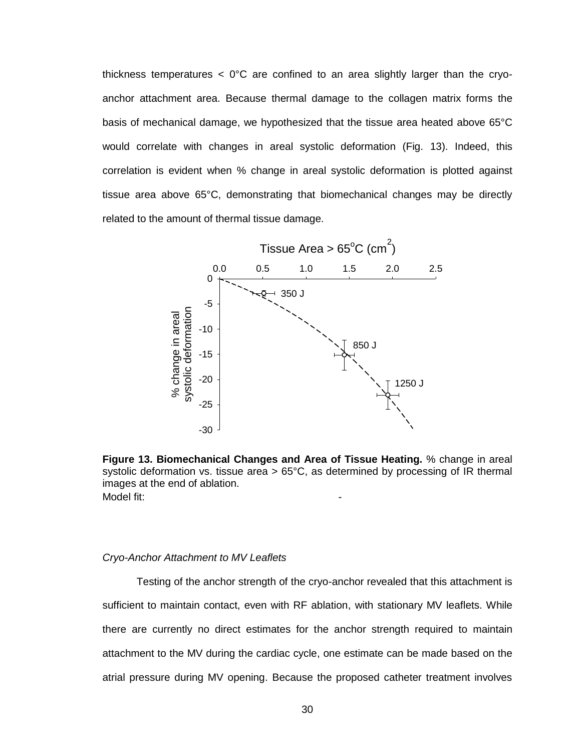thickness temperatures < 0°C are confined to an area slightly larger than the cryo-anchor attachment area. Because thermal damage to the collagen matrix forms the basis of mechanical damage, we hypothesized that the tissue area heated above 65°C would correlate with changes in areal systolic deformation (Fig. 13). Indeed, this correlation is evident when % change in areal systolic deformation is plotted against tissue area above 65°C, demonstrating that biomechanical changes may be directly related to the amount of thermal tissue damage.

**Figure 13. Biomechanical Changes and Area of Tissue Heating.** % change in areal systolic deformation vs. tissue area > 65°C, as determined by processing of IR thermal images at the end of ablation.
Model fit: -

*Cryo-Anchor Attachment to MV Leaflets*

Testing of the anchor strength of the cryo-anchor revealed that this attachment is sufficient to maintain contact, even with RF ablation, with stationary MV leaflets. While there are currently no direct estimates for the anchor strength required to maintain attachment to the MV during the cardiac cycle, one estimate can be made based on the atrial pressure during MV opening. Because the proposed catheter treatment involves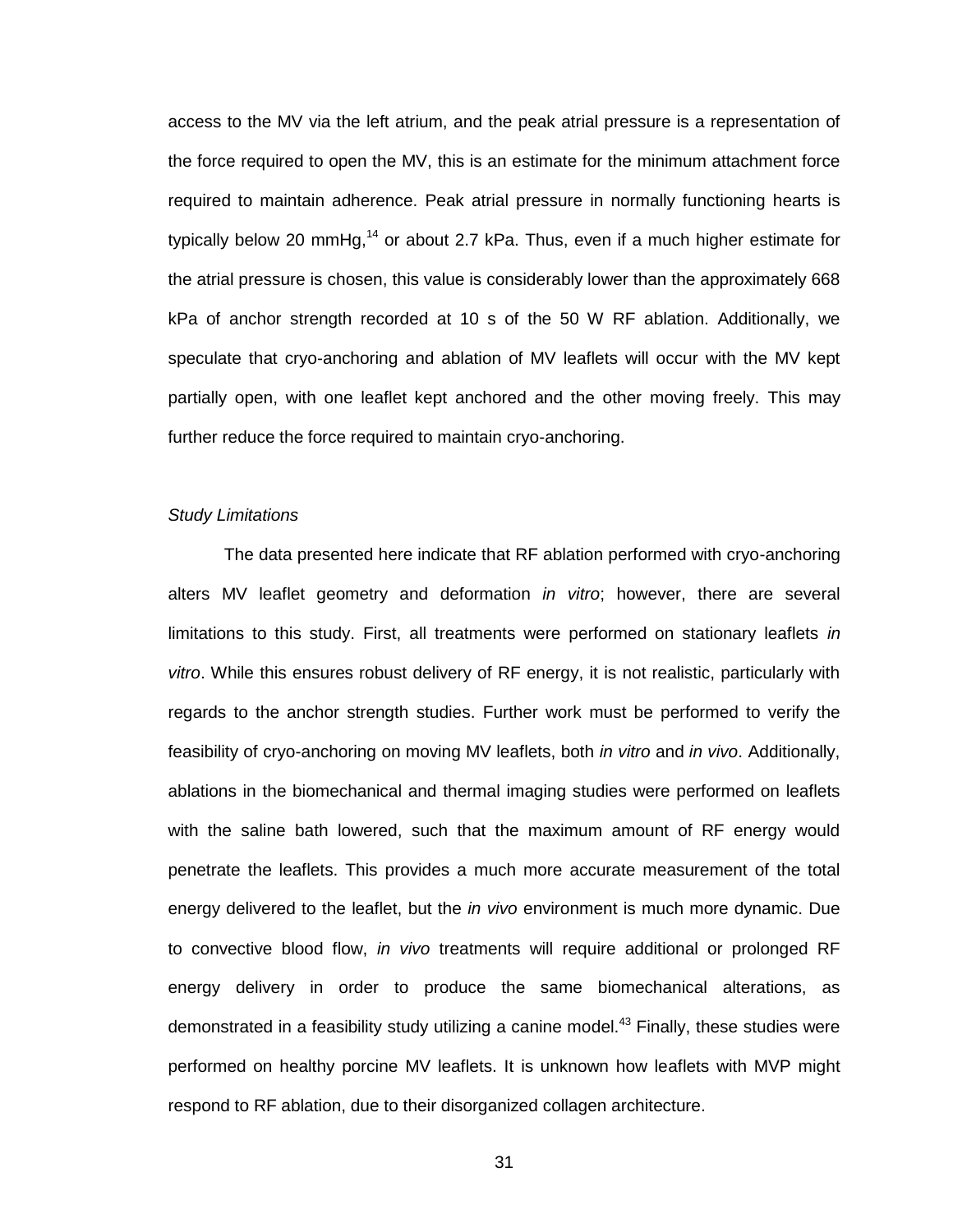access to the MV via the left atrium, and the peak atrial pressure is a representation of the force required to open the MV, this is an estimate for the minimum attachment force required to maintain adherence. Peak atrial pressure in normally functioning hearts is typically below 20 mmHg,[14] or about 2.7 kPa. Thus, even if a much higher estimate for the atrial pressure is chosen, this value is considerably lower than the approximately 668 kPa of anchor strength recorded at 10 s of the 50 W RF ablation. Additionally, we speculate that cryo-anchoring and ablation of MV leaflets will occur with the MV kept partially open, with one leaflet kept anchored and the other moving freely. This may further reduce the force required to maintain cryo-anchoring.

*Study Limitations*

The data presented here indicate that RF ablation performed with cryo-anchoring alters MV leaflet geometry and deformation *in vitro*; however, there are several limitations to this study. First, all treatments were performed on stationary leaflets *in vitro*. While this ensures robust delivery of RF energy, it is not realistic, particularly with regards to the anchor strength studies. Further work must be performed to verify the feasibility of cryo-anchoring on moving MV leaflets, both *in vitro* and *in vivo*. Additionally, ablations in the biomechanical and thermal imaging studies were performed on leaflets with the saline bath lowered, such that the maximum amount of RF energy would penetrate the leaflets. This provides a much more accurate measurement of the total energy delivered to the leaflet, but the *in vivo* environment is much more dynamic. Due to convective blood flow, *in vivo* treatments will require additional or prolonged RF energy delivery in order to produce the same biomechanical alterations, as demonstrated in a feasibility study utilizing a canine model.[43] Finally, these studies were performed on healthy porcine MV leaflets. It is unknown how leaflets with MVP might respond to RF ablation, due to their disorganized collagen architecture.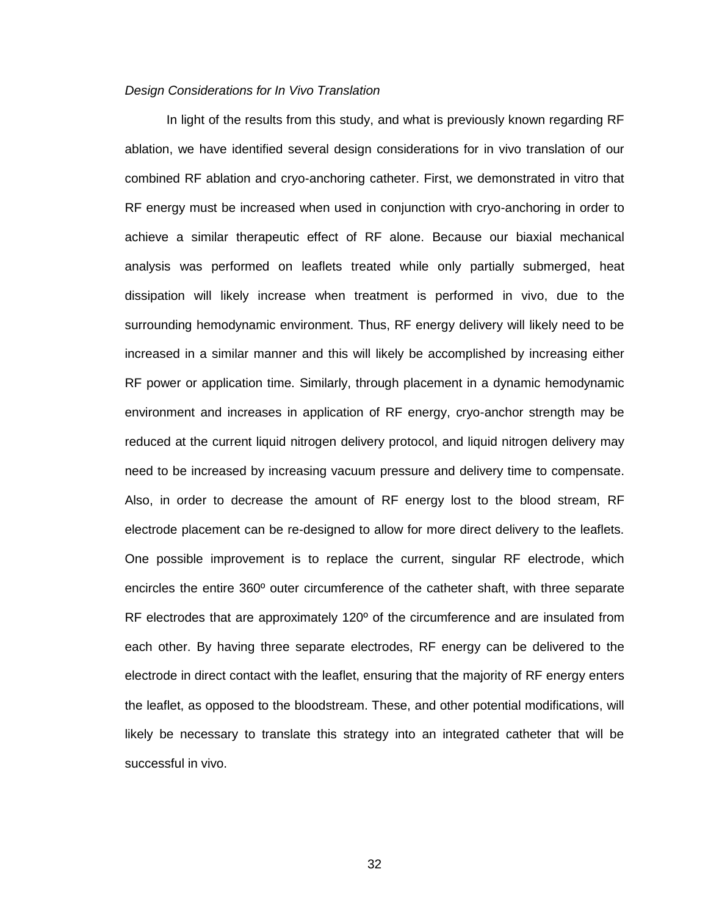*Design Considerations for In Vivo Translation*

In light of the results from this study, and what is previously known regarding RF ablation, we have identified several design considerations for in vivo translation of our combined RF ablation and cryo-anchoring catheter. First, we demonstrated in vitro that RF energy must be increased when used in conjunction with cryo-anchoring in order to achieve a similar therapeutic effect of RF alone. Because our biaxial mechanical analysis was performed on leaflets treated while only partially submerged, heat dissipation will likely increase when treatment is performed in vivo, due to the surrounding hemodynamic environment. Thus, RF energy delivery will likely need to be increased in a similar manner and this will likely be accomplished by increasing either RF power or application time. Similarly, through placement in a dynamic hemodynamic environment and increases in application of RF energy, cryo-anchor strength may be reduced at the current liquid nitrogen delivery protocol, and liquid nitrogen delivery may need to be increased by increasing vacuum pressure and delivery time to compensate. Also, in order to decrease the amount of RF energy lost to the blood stream, RF electrode placement can be re-designed to allow for more direct delivery to the leaflets. One possible improvement is to replace the current, singular RF electrode, which encircles the entire 360º outer circumference of the catheter shaft, with three separate RF electrodes that are approximately 120º of the circumference and are insulated from each other. By having three separate electrodes, RF energy can be delivered to the electrode in direct contact with the leaflet, ensuring that the majority of RF energy enters the leaflet, as opposed to the bloodstream. These, and other potential modifications, will likely be necessary to translate this strategy into an integrated catheter that will be successful in vivo.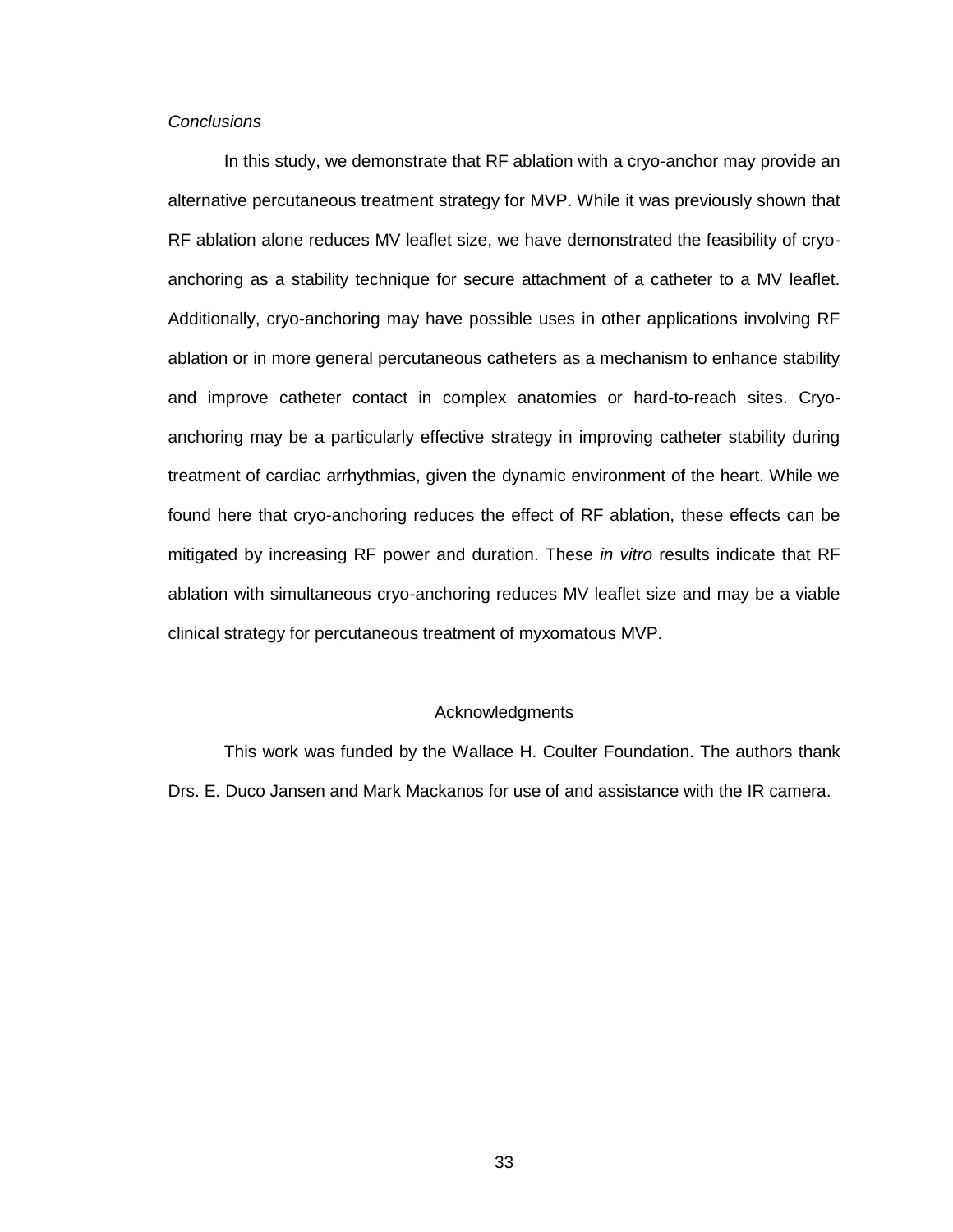*Conclusions*

In this study, we demonstrate that RF ablation with a cryo-anchor may provide an alternative percutaneous treatment strategy for MVP. While it was previously shown that RF ablation alone reduces MV leaflet size, we have demonstrated the feasibility of cryo-anchoring as a stability technique for secure attachment of a catheter to a MV leaflet. Additionally, cryo-anchoring may have possible uses in other applications involving RF ablation or in more general percutaneous catheters as a mechanism to enhance stability and improve catheter contact in complex anatomies or hard-to-reach sites. Cryo-anchoring may be a particularly effective strategy in improving catheter stability during treatment of cardiac arrhythmias, given the dynamic environment of the heart. While we found here that cryo-anchoring reduces the effect of RF ablation, these effects can be mitigated by increasing RF power and duration. These *in vitro* results indicate that RF ablation with simultaneous cryo-anchoring reduces MV leaflet size and may be a viable clinical strategy for percutaneous treatment of myxomatous MVP.

## Acknowledgments

This work was funded by the Wallace H. Coulter Foundation. The authors thank Drs. E. Duco Jansen and Mark Mackanos for use of and assistance with the IR camera.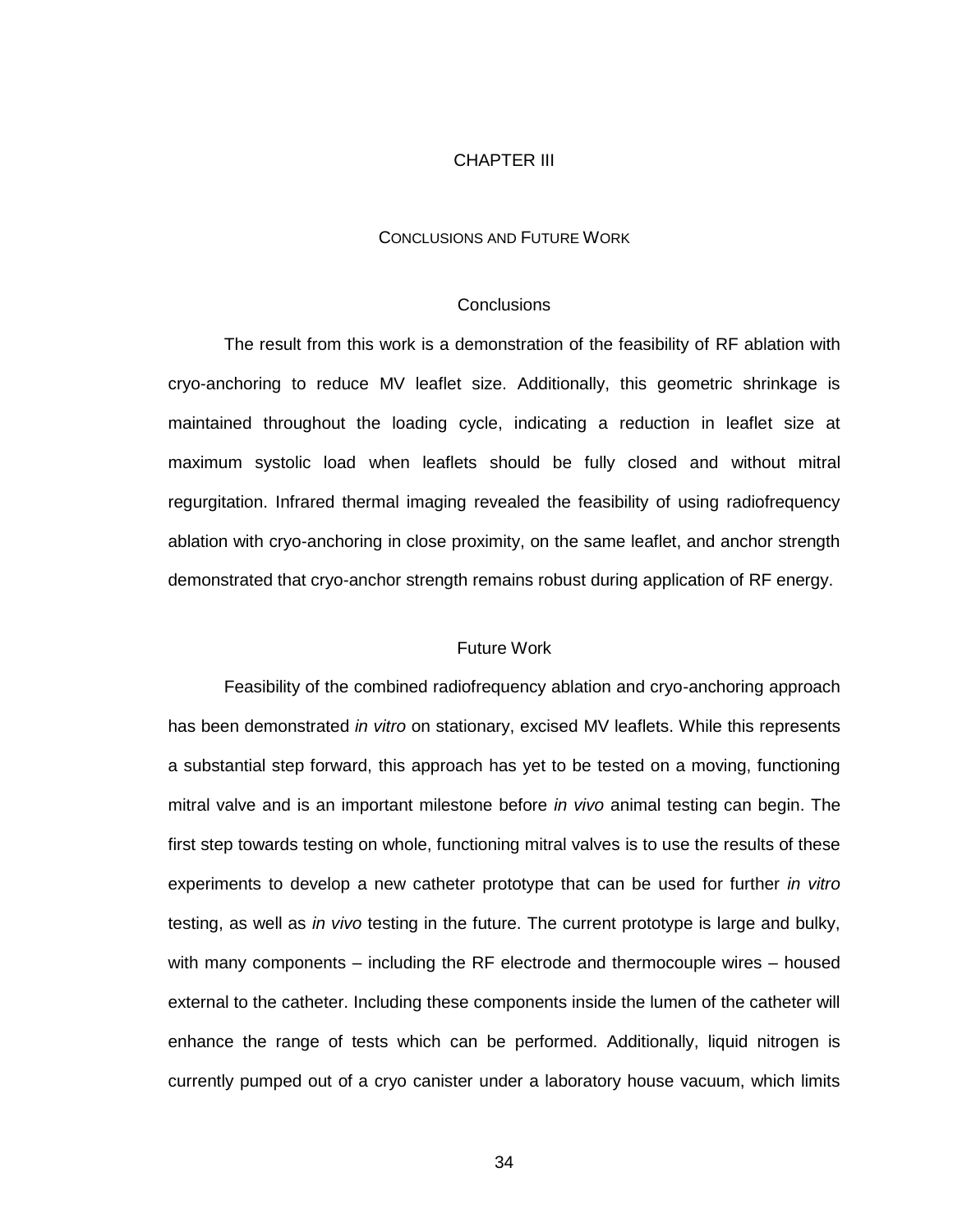# CHAPTER III

## CONCLUSIONS AND FUTURE WORK

### Conclusions

The result from this work is a demonstration of the feasibility of RF ablation with cryo-anchoring to reduce MV leaflet size. Additionally, this geometric shrinkage is maintained throughout the loading cycle, indicating a reduction in leaflet size at maximum systolic load when leaflets should be fully closed and without mitral regurgitation. Infrared thermal imaging revealed the feasibility of using radiofrequency ablation with cryo-anchoring in close proximity, on the same leaflet, and anchor strength demonstrated that cryo-anchor strength remains robust during application of RF energy.

### Future Work

Feasibility of the combined radiofrequency ablation and cryo-anchoring approach has been demonstrated *in vitro* on stationary, excised MV leaflets. While this represents a substantial step forward, this approach has yet to be tested on a moving, functioning mitral valve and is an important milestone before *in vivo* animal testing can begin. The first step towards testing on whole, functioning mitral valves is to use the results of these experiments to develop a new catheter prototype that can be used for further *in vitro* testing, as well as *in vivo* testing in the future. The current prototype is large and bulky, with many components – including the RF electrode and thermocouple wires – housed external to the catheter. Including these components inside the lumen of the catheter will enhance the range of tests which can be performed. Additionally, liquid nitrogen is currently pumped out of a cryo canister under a laboratory house vacuum, which limits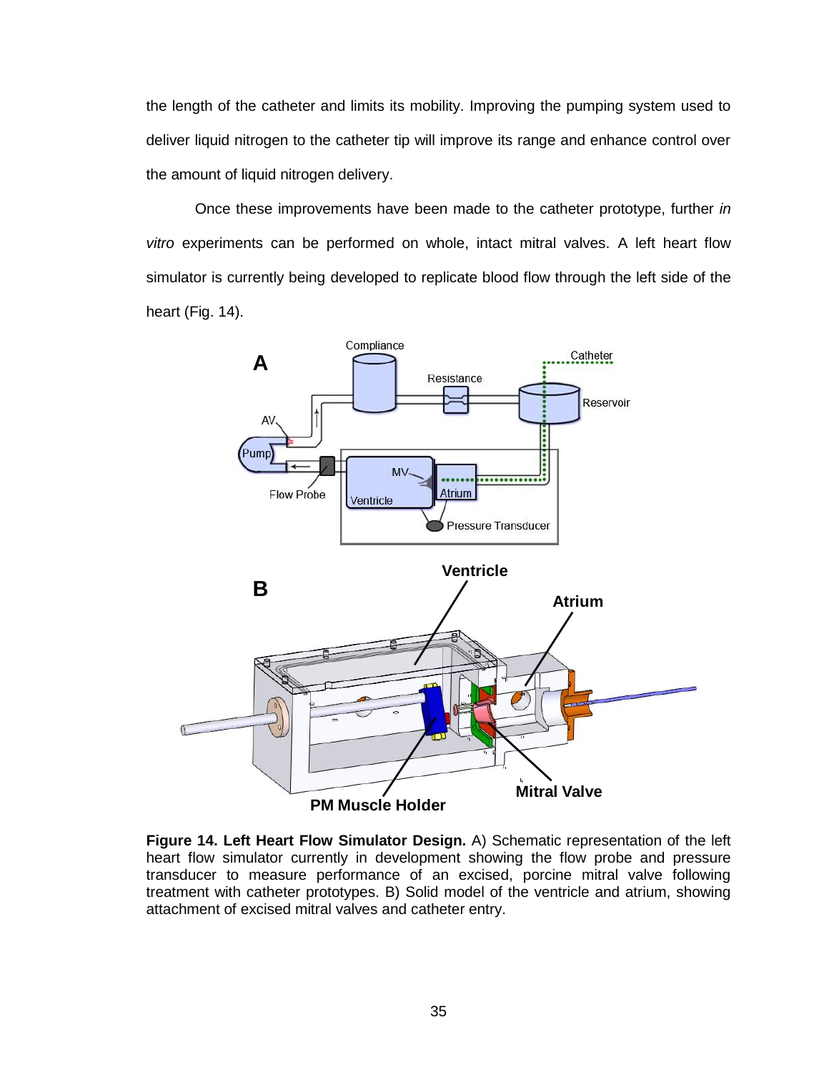the length of the catheter and limits its mobility. Improving the pumping system used to deliver liquid nitrogen to the catheter tip will improve its range and enhance control over the amount of liquid nitrogen delivery.

Once these improvements have been made to the catheter prototype, further *in vitro* experiments can be performed on whole, intact mitral valves. A left heart flow simulator is currently being developed to replicate blood flow through the left side of the heart (Fig. 14).

**Figure 14. Left Heart Flow Simulator Design.** A) Schematic representation of the left heart flow simulator currently in development showing the flow probe and pressure transducer to measure performance of an excised, porcine mitral valve following treatment with catheter prototypes. B) Solid model of the ventricle and atrium, showing attachment of excised mitral valves and catheter entry.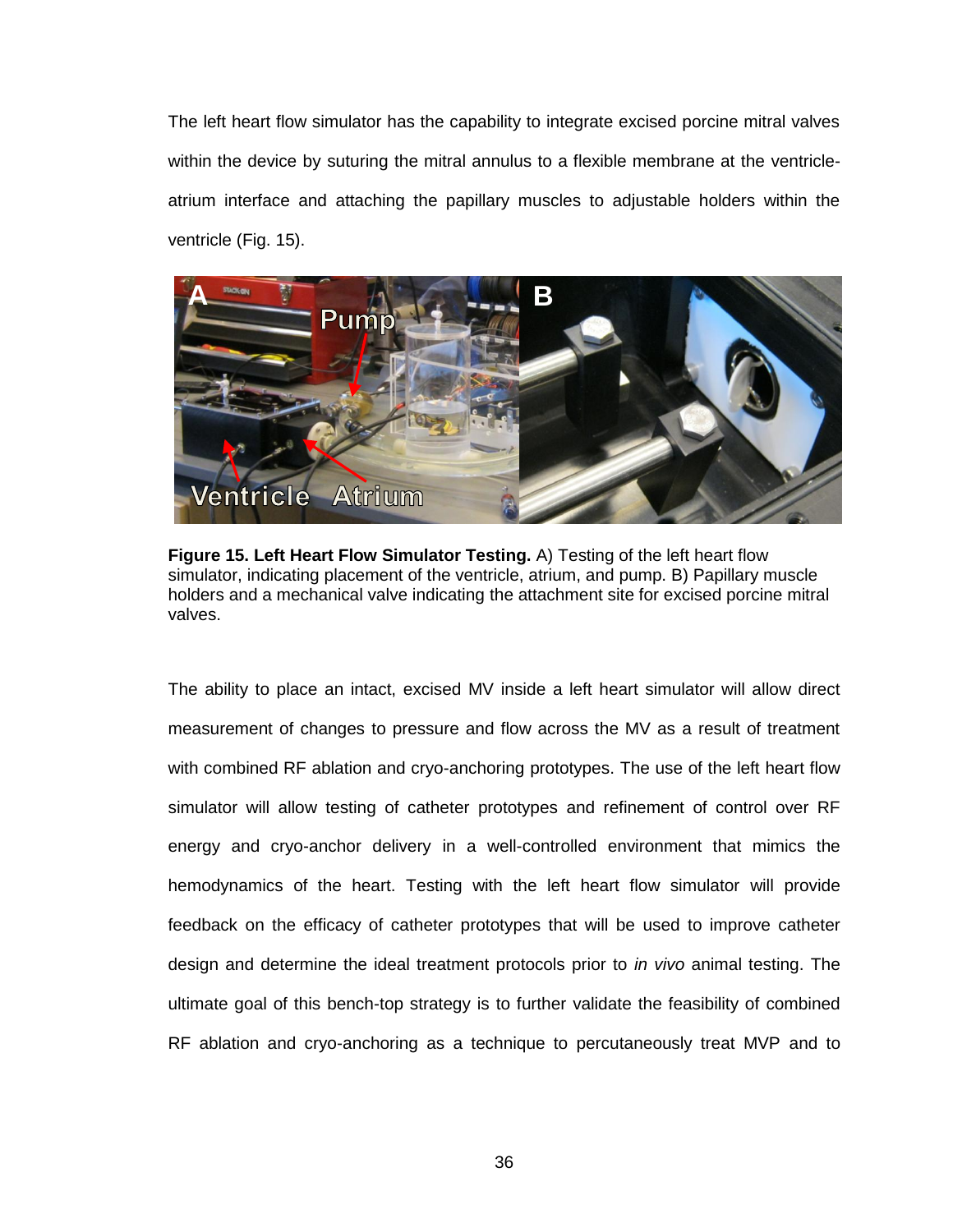The left heart flow simulator has the capability to integrate excised porcine mitral valves within the device by suturing the mitral annulus to a flexible membrane at the ventricle-atrium interface and attaching the papillary muscles to adjustable holders within the ventricle (Fig. 15).

**Figure 15. Left Heart Flow Simulator Testing.** A) Testing of the left heart flow simulator, indicating placement of the ventricle, atrium, and pump. B) Papillary muscle holders and a mechanical valve indicating the attachment site for excised porcine mitral valves.

The ability to place an intact, excised MV inside a left heart simulator will allow direct measurement of changes to pressure and flow across the MV as a result of treatment with combined RF ablation and cryo-anchoring prototypes. The use of the left heart flow simulator will allow testing of catheter prototypes and refinement of control over RF energy and cryo-anchor delivery in a well-controlled environment that mimics the hemodynamics of the heart. Testing with the left heart flow simulator will provide feedback on the efficacy of catheter prototypes that will be used to improve catheter design and determine the ideal treatment protocols prior to *in vivo* animal testing. The ultimate goal of this bench-top strategy is to further validate the feasibility of combined RF ablation and cryo-anchoring as a technique to percutaneously treat MVP and to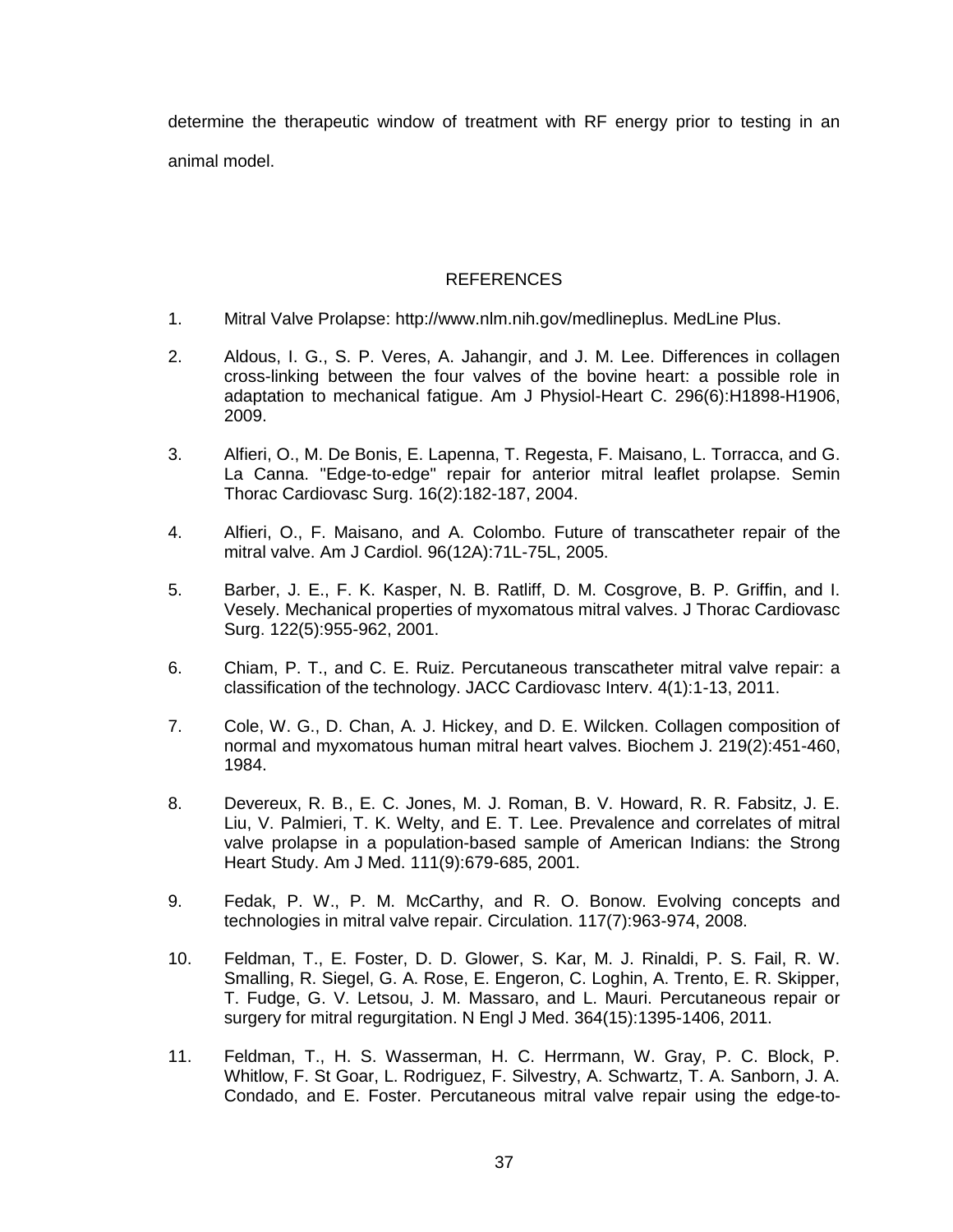determine the therapeutic window of treatment with RF energy prior to testing in an animal model.

## REFERENCES

1. Mitral Valve Prolapse: http://www.nlm.nih.gov/medlineplus. MedLine Plus.

2. Aldous, I. G., S. P. Veres, A. Jahangir, and J. M. Lee. Differences in collagen cross-linking between the four valves of the bovine heart: a possible role in adaptation to mechanical fatigue. Am J Physiol-Heart C. 296(6):H1898-H1906, 2009.

3. Alfieri, O., M. De Bonis, E. Lapenna, T. Regesta, F. Maisano, L. Torracca, and G. La Canna. "Edge-to-edge" repair for anterior mitral leaflet prolapse. Semin Thorac Cardiovasc Surg. 16(2):182-187, 2004.

4. Alfieri, O., F. Maisano, and A. Colombo. Future of transcatheter repair of the mitral valve. Am J Cardiol. 96(12A):71L-75L, 2005.

5. Barber, J. E., F. K. Kasper, N. B. Ratliff, D. M. Cosgrove, B. P. Griffin, and I. Vesely. Mechanical properties of myxomatous mitral valves. J Thorac Cardiovasc Surg. 122(5):955-962, 2001.

6. Chiam, P. T., and C. E. Ruiz. Percutaneous transcatheter mitral valve repair: a classification of the technology. JACC Cardiovasc Interv. 4(1):1-13, 2011.

7. Cole, W. G., D. Chan, A. J. Hickey, and D. E. Wilcken. Collagen composition of normal and myxomatous human mitral heart valves. Biochem J. 219(2):451-460, 1984.

8. Devereux, R. B., E. C. Jones, M. J. Roman, B. V. Howard, R. R. Fabsitz, J. E. Liu, V. Palmieri, T. K. Welty, and E. T. Lee. Prevalence and correlates of mitral valve prolapse in a population-based sample of American Indians: the Strong Heart Study. Am J Med. 111(9):679-685, 2001.

9. Fedak, P. W., P. M. McCarthy, and R. O. Bonow. Evolving concepts and technologies in mitral valve repair. Circulation. 117(7):963-974, 2008.

10. Feldman, T., E. Foster, D. D. Glower, S. Kar, M. J. Rinaldi, P. S. Fail, R. W. Smalling, R. Siegel, G. A. Rose, E. Engeron, C. Loghin, A. Trento, E. R. Skipper, T. Fudge, G. V. Letsou, J. M. Massaro, and L. Mauri. Percutaneous repair or surgery for mitral regurgitation. N Engl J Med. 364(15):1395-1406, 2011.

11. Feldman, T., H. S. Wasserman, H. C. Herrmann, W. Gray, P. C. Block, P. Whitlow, F. St Goar, L. Rodriguez, F. Silvestry, A. Schwartz, T. A. Sanborn, J. A. Condado, and E. Foster. Percutaneous mitral valve repair using the edge-to-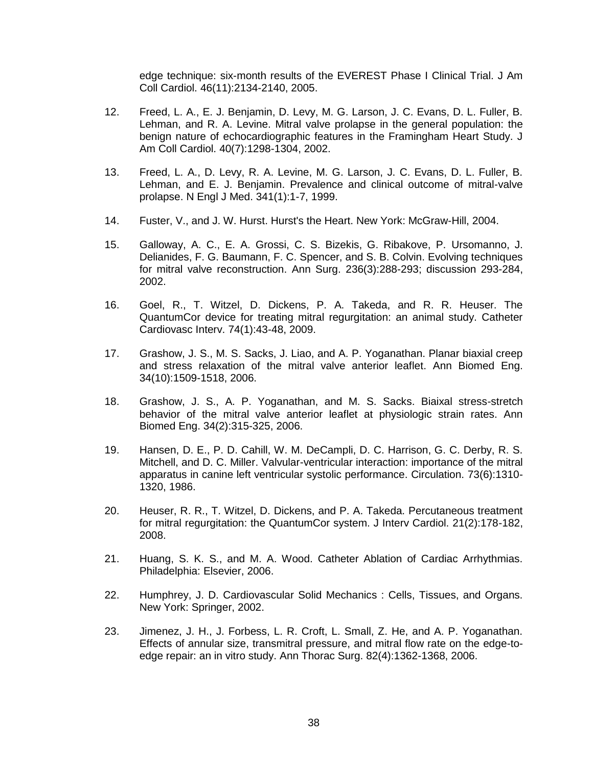edge technique: six-month results of the EVEREST Phase I Clinical Trial. J Am Coll Cardiol. 46(11):2134-2140, 2005.

12. Freed, L. A., E. J. Benjamin, D. Levy, M. G. Larson, J. C. Evans, D. L. Fuller, B. Lehman, and R. A. Levine. Mitral valve prolapse in the general population: the benign nature of echocardiographic features in the Framingham Heart Study. J Am Coll Cardiol. 40(7):1298-1304, 2002.

13. Freed, L. A., D. Levy, R. A. Levine, M. G. Larson, J. C. Evans, D. L. Fuller, B. Lehman, and E. J. Benjamin. Prevalence and clinical outcome of mitral-valve prolapse. N Engl J Med. 341(1):1-7, 1999.

14. Fuster, V., and J. W. Hurst. Hurst's the Heart. New York: McGraw-Hill, 2004.

15. Galloway, A. C., E. A. Grossi, C. S. Bizekis, G. Ribakove, P. Ursomanno, J. Delianides, F. G. Baumann, F. C. Spencer, and S. B. Colvin. Evolving techniques for mitral valve reconstruction. Ann Surg. 236(3):288-293; discussion 293-284, 2002.

16. Goel, R., T. Witzel, D. Dickens, P. A. Takeda, and R. R. Heuser. The QuantumCor device for treating mitral regurgitation: an animal study. Catheter Cardiovasc Interv. 74(1):43-48, 2009.

17. Grashow, J. S., M. S. Sacks, J. Liao, and A. P. Yoganathan. Planar biaxial creep and stress relaxation of the mitral valve anterior leaflet. Ann Biomed Eng. 34(10):1509-1518, 2006.

18. Grashow, J. S., A. P. Yoganathan, and M. S. Sacks. Biaixal stress-stretch behavior of the mitral valve anterior leaflet at physiologic strain rates. Ann Biomed Eng. 34(2):315-325, 2006.

19. Hansen, D. E., P. D. Cahill, W. M. DeCampli, D. C. Harrison, G. C. Derby, R. S. Mitchell, and D. C. Miller. Valvular-ventricular interaction: importance of the mitral apparatus in canine left ventricular systolic performance. Circulation. 73(6):1310-1320, 1986.

20. Heuser, R. R., T. Witzel, D. Dickens, and P. A. Takeda. Percutaneous treatment for mitral regurgitation: the QuantumCor system. J Interv Cardiol. 21(2):178-182, 2008.

21. Huang, S. K. S., and M. A. Wood. Catheter Ablation of Cardiac Arrhythmias. Philadelphia: Elsevier, 2006.

22. Humphrey, J. D. Cardiovascular Solid Mechanics : Cells, Tissues, and Organs. New York: Springer, 2002.

23. Jimenez, J. H., J. Forbess, L. R. Croft, L. Small, Z. He, and A. P. Yoganathan. Effects of annular size, transmitral pressure, and mitral flow rate on the edge-to-edge repair: an in vitro study. Ann Thorac Surg. 82(4):1362-1368, 2006.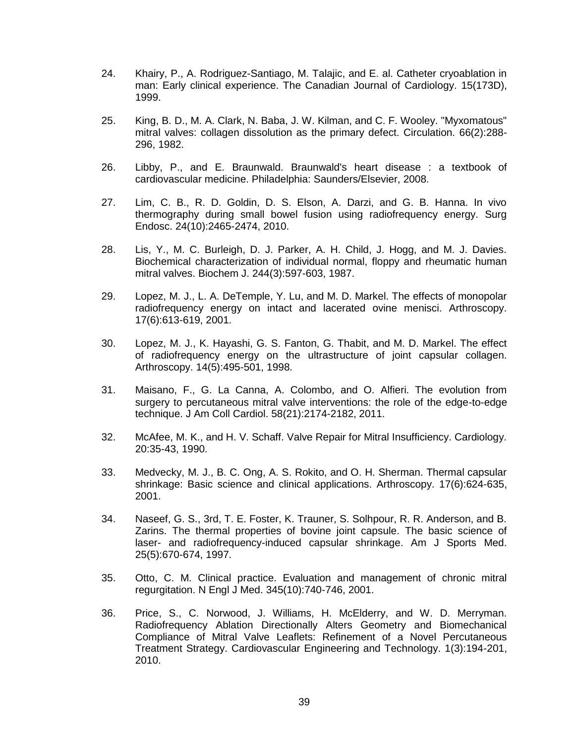24. Khairy, P., A. Rodriguez-Santiago, M. Talajic, and E. al. Catheter cryoablation in man: Early clinical experience. The Canadian Journal of Cardiology. 15(173D), 1999.

25. King, B. D., M. A. Clark, N. Baba, J. W. Kilman, and C. F. Wooley. "Myxomatous" mitral valves: collagen dissolution as the primary defect. Circulation. 66(2):288-296, 1982.

26. Libby, P., and E. Braunwald. Braunwald's heart disease : a textbook of cardiovascular medicine. Philadelphia: Saunders/Elsevier, 2008.

27. Lim, C. B., R. D. Goldin, D. S. Elson, A. Darzi, and G. B. Hanna. In vivo thermography during small bowel fusion using radiofrequency energy. Surg Endosc. 24(10):2465-2474, 2010.

28. Lis, Y., M. C. Burleigh, D. J. Parker, A. H. Child, J. Hogg, and M. J. Davies. Biochemical characterization of individual normal, floppy and rheumatic human mitral valves. Biochem J. 244(3):597-603, 1987.

29. Lopez, M. J., L. A. DeTemple, Y. Lu, and M. D. Markel. The effects of monopolar radiofrequency energy on intact and lacerated ovine menisci. Arthroscopy. 17(6):613-619, 2001.

30. Lopez, M. J., K. Hayashi, G. S. Fanton, G. Thabit, and M. D. Markel. The effect of radiofrequency energy on the ultrastructure of joint capsular collagen. Arthroscopy. 14(5):495-501, 1998.

31. Maisano, F., G. La Canna, A. Colombo, and O. Alfieri. The evolution from surgery to percutaneous mitral valve interventions: the role of the edge-to-edge technique. J Am Coll Cardiol. 58(21):2174-2182, 2011.

32. McAfee, M. K., and H. V. Schaff. Valve Repair for Mitral Insufficiency. Cardiology. 20:35-43, 1990.

33. Medvecky, M. J., B. C. Ong, A. S. Rokito, and O. H. Sherman. Thermal capsular shrinkage: Basic science and clinical applications. Arthroscopy. 17(6):624-635, 2001.

34. Naseef, G. S., 3rd, T. E. Foster, K. Trauner, S. Solhpour, R. R. Anderson, and B. Zarins. The thermal properties of bovine joint capsule. The basic science of laser- and radiofrequency-induced capsular shrinkage. Am J Sports Med. 25(5):670-674, 1997.

35. Otto, C. M. Clinical practice. Evaluation and management of chronic mitral regurgitation. N Engl J Med. 345(10):740-746, 2001.

36. Price, S., C. Norwood, J. Williams, H. McElderry, and W. D. Merryman. Radiofrequency Ablation Directionally Alters Geometry and Biomechanical Compliance of Mitral Valve Leaflets: Refinement of a Novel Percutaneous Treatment Strategy. Cardiovascular Engineering and Technology. 1(3):194-201, 2010.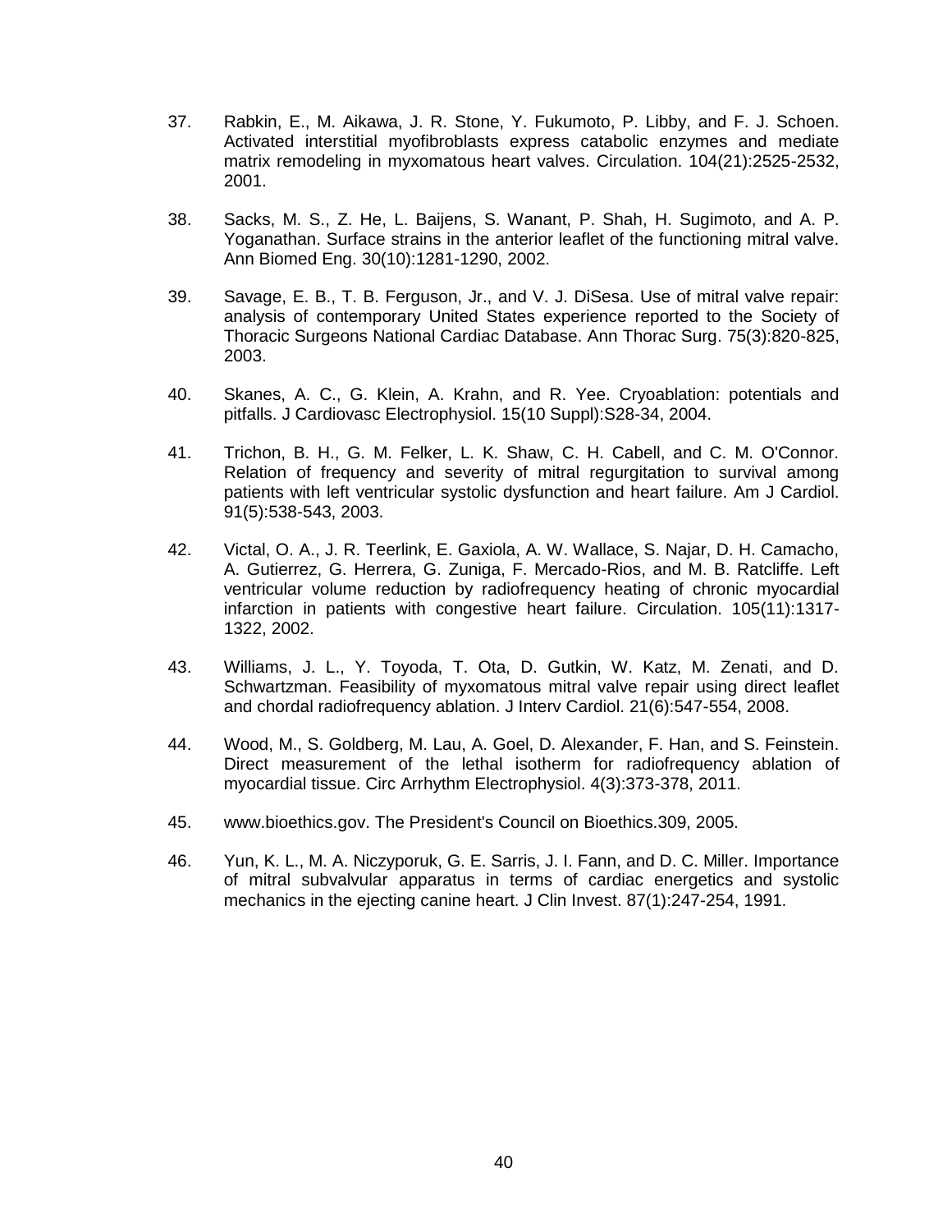37. Rabkin, E., M. Aikawa, J. R. Stone, Y. Fukumoto, P. Libby, and F. J. Schoen. Activated interstitial myofibroblasts express catabolic enzymes and mediate matrix remodeling in myxomatous heart valves. Circulation. 104(21):2525-2532, 2001.

38. Sacks, M. S., Z. He, L. Baijens, S. Wanant, P. Shah, H. Sugimoto, and A. P. Yoganathan. Surface strains in the anterior leaflet of the functioning mitral valve. Ann Biomed Eng. 30(10):1281-1290, 2002.

39. Savage, E. B., T. B. Ferguson, Jr., and V. J. DiSesa. Use of mitral valve repair: analysis of contemporary United States experience reported to the Society of Thoracic Surgeons National Cardiac Database. Ann Thorac Surg. 75(3):820-825, 2003.

40. Skanes, A. C., G. Klein, A. Krahn, and R. Yee. Cryoablation: potentials and pitfalls. J Cardiovasc Electrophysiol. 15(10 Suppl):S28-34, 2004.

41. Trichon, B. H., G. M. Felker, L. K. Shaw, C. H. Cabell, and C. M. O'Connor. Relation of frequency and severity of mitral regurgitation to survival among patients with left ventricular systolic dysfunction and heart failure. Am J Cardiol. 91(5):538-543, 2003.

42. Victal, O. A., J. R. Teerlink, E. Gaxiola, A. W. Wallace, S. Najar, D. H. Camacho, A. Gutierrez, G. Herrera, G. Zuniga, F. Mercado-Rios, and M. B. Ratcliffe. Left ventricular volume reduction by radiofrequency heating of chronic myocardial infarction in patients with congestive heart failure. Circulation. 105(11):1317-1322, 2002.

43. Williams, J. L., Y. Toyoda, T. Ota, D. Gutkin, W. Katz, M. Zenati, and D. Schwartzman. Feasibility of myxomatous mitral valve repair using direct leaflet and chordal radiofrequency ablation. J Interv Cardiol. 21(6):547-554, 2008.

44. Wood, M., S. Goldberg, M. Lau, A. Goel, D. Alexander, F. Han, and S. Feinstein. Direct measurement of the lethal isotherm for radiofrequency ablation of myocardial tissue. Circ Arrhythm Electrophysiol. 4(3):373-378, 2011.

45. www.bioethics.gov. The President's Council on Bioethics.309, 2005.

46. Yun, K. L., M. A. Niczyporuk, G. E. Sarris, J. I. Fann, and D. C. Miller. Importance of mitral subvalvular apparatus in terms of cardiac energetics and systolic mechanics in the ejecting canine heart. J Clin Invest. 87(1):247-254, 1991.